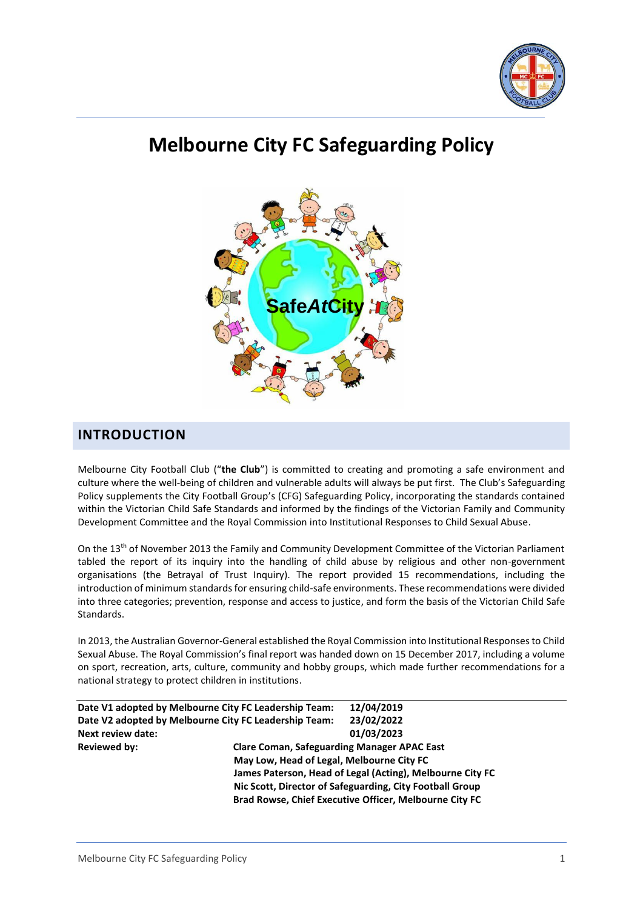# Melbourne City FC Safeguarding Policy

SafeAtCity

## INTRODUCTION

Melbourne City Football Club ("**the Club**") is committed to creating and promoting a safe environment and culture where the well-being of children and vulnerable adults will always be put first. The Club's Safeguarding Policy supplements the City Football Group's (CFG) Safeguarding Policy, incorporating the standards contained within the Victorian Child Safe Standards and informed by the findings of the Victorian Family and Community Development Committee and the Royal Commission into Institutional Responses to Child Sexual Abuse.

On the 13th of November 2013 the Family and Community Development Committee of the Victorian Parliament tabled the report of its inquiry into the handling of child abuse by religious and other non-government organisations (the Betrayal of Trust Inquiry). The report provided 15 recommendations, including the introduction of minimum standards for ensuring child-safe environments. These recommendations were divided into three categories; prevention, response and access to justice, and form the basis of the Victorian Child Safe Standards.

In 2013, the Australian Governor-General established the Royal Commission into Institutional Responses to Child Sexual Abuse. The Royal Commission's final report was handed down on 15 December 2017, including a volume on sport, recreation, arts, culture, community and hobby groups, which made further recommendations for a national strategy to protect children in institutions.

| | |
|---|---|
| **Date V1 adopted by Melbourne City FC Leadership Team:** | **12/04/2019** |
| **Date V2 adopted by Melbourne City FC Leadership Team:** | **23/02/2022** |
| **Next review date:** | **01/03/2023** |
| **Reviewed by:** | **Clare Coman, Safeguarding Manager APAC East**<br>**May Low, Head of Legal, Melbourne City FC**<br>**James Paterson, Head of Legal (Acting), Melbourne City FC**<br>**Nic Scott, Director of Safeguarding, City Football Group**<br>**Brad Rowse, Chief Executive Officer, Melbourne City FC** |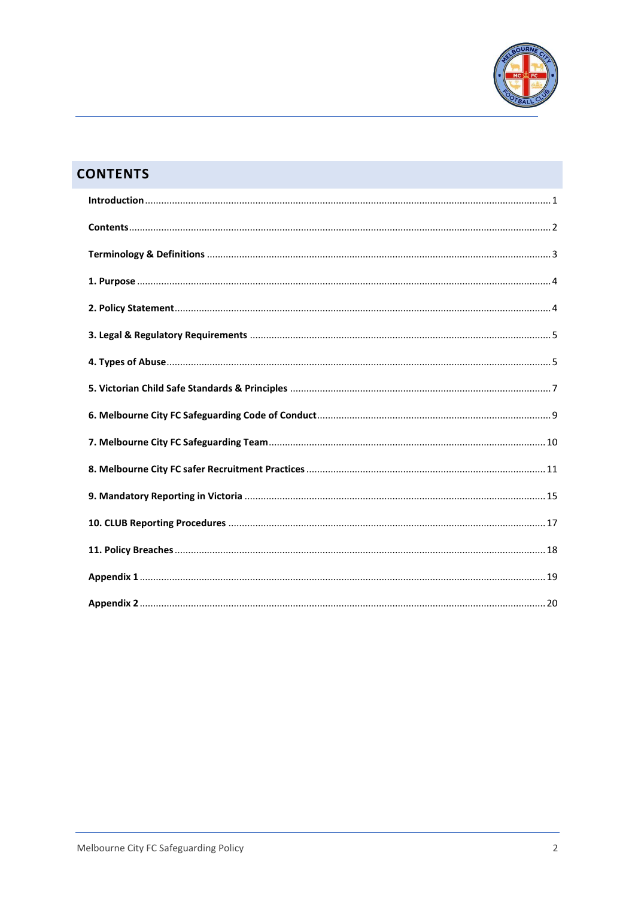## CONTENTS

| | |
|---|---|
| **Introduction** | 1 |
| **Contents** | 2 |
| **Terminology & Definitions** | 3 |
| **1. Purpose** | 4 |
| **2. Policy Statement** | 4 |
| **3. Legal & Regulatory Requirements** | 5 |
| **4. Types of Abuse** | 5 |
| **5. Victorian Child Safe Standards & Principles** | 7 |
| **6. Melbourne City FC Safeguarding Code of Conduct** | 9 |
| **7. Melbourne City FC Safeguarding Team** | 10 |
| **8. Melbourne City FC safer Recruitment Practices** | 11 |
| **9. Mandatory Reporting in Victoria** | 15 |
| **10. CLUB Reporting Procedures** | 17 |
| **11. Policy Breaches** | 18 |
| **Appendix 1** | 19 |
| **Appendix 2** | 20 |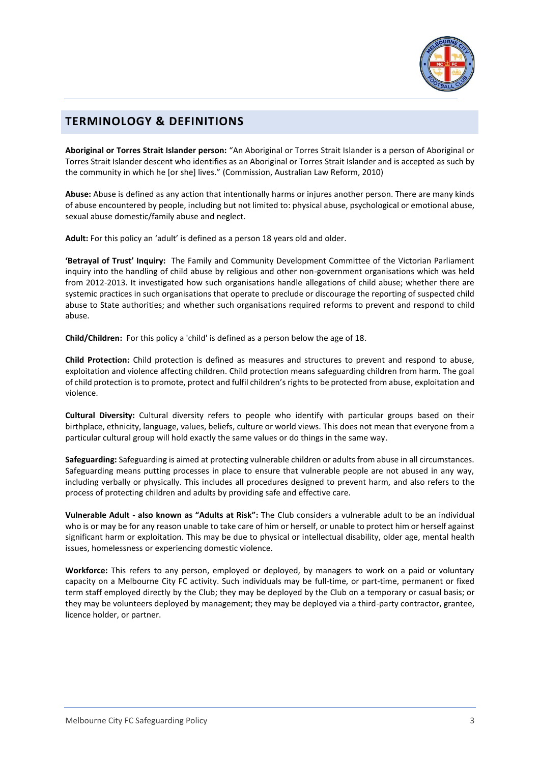## TERMINOLOGY & DEFINITIONS

**Aboriginal or Torres Strait Islander person:** "An Aboriginal or Torres Strait Islander is a person of Aboriginal or Torres Strait Islander descent who identifies as an Aboriginal or Torres Strait Islander and is accepted as such by the community in which he [or she] lives." (Commission, Australian Law Reform, 2010)

**Abuse:** Abuse is defined as any action that intentionally harms or injures another person. There are many kinds of abuse encountered by people, including but not limited to: physical abuse, psychological or emotional abuse, sexual abuse domestic/family abuse and neglect.

**Adult:** For this policy an 'adult' is defined as a person 18 years old and older.

**'Betrayal of Trust' Inquiry:** The Family and Community Development Committee of the Victorian Parliament inquiry into the handling of child abuse by religious and other non-government organisations which was held from 2012-2013. It investigated how such organisations handle allegations of child abuse; whether there are systemic practices in such organisations that operate to preclude or discourage the reporting of suspected child abuse to State authorities; and whether such organisations required reforms to prevent and respond to child abuse.

**Child/Children:** For this policy a 'child' is defined as a person below the age of 18.

**Child Protection:** Child protection is defined as measures and structures to prevent and respond to abuse, exploitation and violence affecting children. Child protection means safeguarding children from harm. The goal of child protection is to promote, protect and fulfil children's rights to be protected from abuse, exploitation and violence.

**Cultural Diversity:** Cultural diversity refers to people who identify with particular groups based on their birthplace, ethnicity, language, values, beliefs, culture or world views. This does not mean that everyone from a particular cultural group will hold exactly the same values or do things in the same way.

**Safeguarding:** Safeguarding is aimed at protecting vulnerable children or adults from abuse in all circumstances. Safeguarding means putting processes in place to ensure that vulnerable people are not abused in any way, including verbally or physically. This includes all procedures designed to prevent harm, and also refers to the process of protecting children and adults by providing safe and effective care.

**Vulnerable Adult - also known as "Adults at Risk":** The Club considers a vulnerable adult to be an individual who is or may be for any reason unable to take care of him or herself, or unable to protect him or herself against significant harm or exploitation. This may be due to physical or intellectual disability, older age, mental health issues, homelessness or experiencing domestic violence.

**Workforce:** This refers to any person, employed or deployed, by managers to work on a paid or voluntary capacity on a Melbourne City FC activity. Such individuals may be full-time, or part-time, permanent or fixed term staff employed directly by the Club; they may be deployed by the Club on a temporary or casual basis; or they may be volunteers deployed by management; they may be deployed via a third-party contractor, grantee, licence holder, or partner.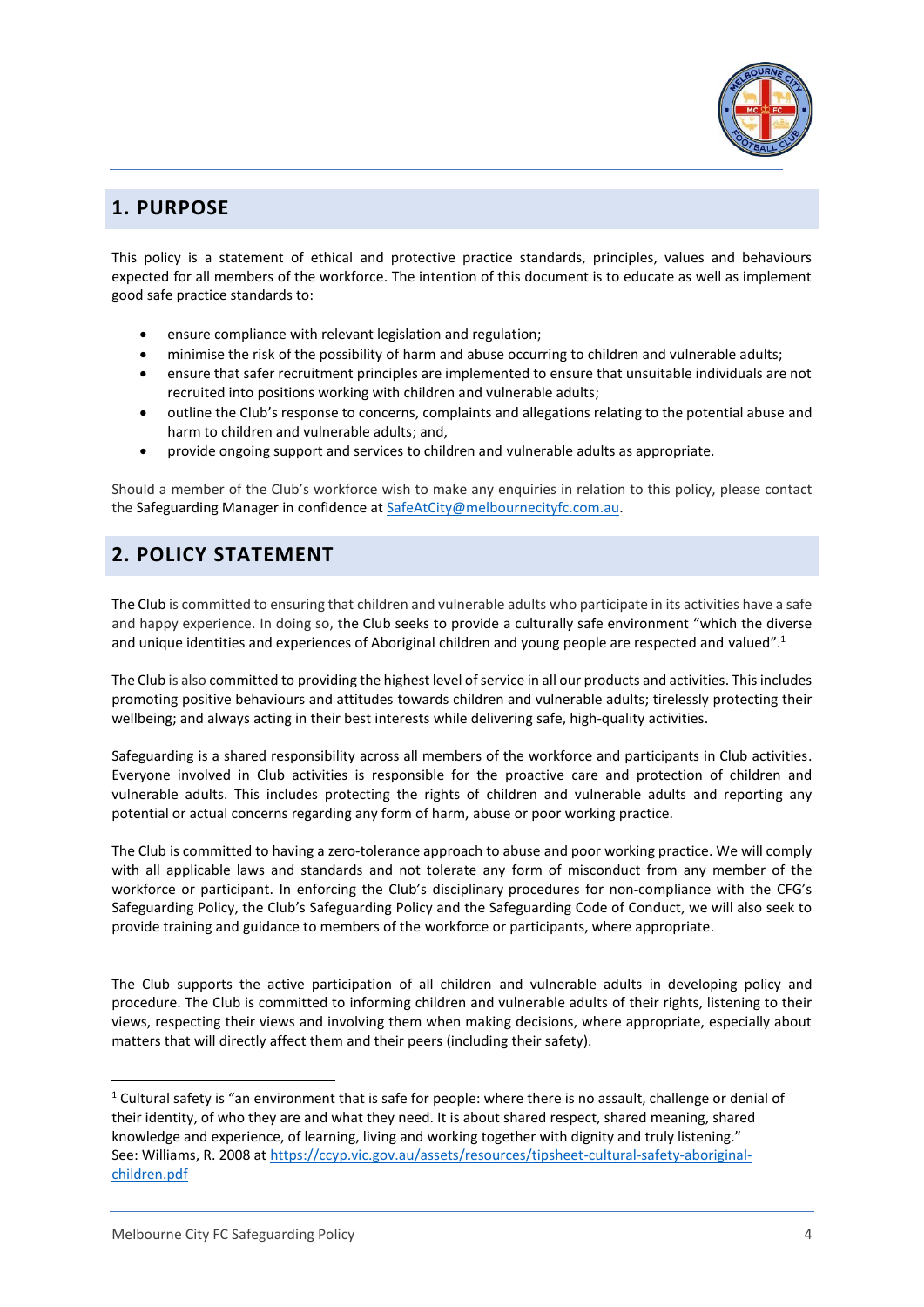## 1. PURPOSE

This policy is a statement of ethical and protective practice standards, principles, values and behaviours expected for all members of the workforce. The intention of this document is to educate as well as implement good safe practice standards to:

- ensure compliance with relevant legislation and regulation;
- minimise the risk of the possibility of harm and abuse occurring to children and vulnerable adults;
- ensure that safer recruitment principles are implemented to ensure that unsuitable individuals are not recruited into positions working with children and vulnerable adults;
- outline the Club's response to concerns, complaints and allegations relating to the potential abuse and harm to children and vulnerable adults; and,
- provide ongoing support and services to children and vulnerable adults as appropriate.

Should a member of the Club's workforce wish to make any enquiries in relation to this policy, please contact the Safeguarding Manager in confidence at SafeAtCity@melbournecityfc.com.au.

## 2. POLICY STATEMENT

The Club is committed to ensuring that children and vulnerable adults who participate in its activities have a safe and happy experience. In doing so, the Club seeks to provide a culturally safe environment "which the diverse and unique identities and experiences of Aboriginal children and young people are respected and valued".[1]

The Club is also committed to providing the highest level of service in all our products and activities. This includes promoting positive behaviours and attitudes towards children and vulnerable adults; tirelessly protecting their wellbeing; and always acting in their best interests while delivering safe, high-quality activities.

Safeguarding is a shared responsibility across all members of the workforce and participants in Club activities. Everyone involved in Club activities is responsible for the proactive care and protection of children and vulnerable adults. This includes protecting the rights of children and vulnerable adults and reporting any potential or actual concerns regarding any form of harm, abuse or poor working practice.

The Club is committed to having a zero-tolerance approach to abuse and poor working practice. We will comply with all applicable laws and standards and not tolerate any form of misconduct from any member of the workforce or participant. In enforcing the Club's disciplinary procedures for non-compliance with the CFG's Safeguarding Policy, the Club's Safeguarding Policy and the Safeguarding Code of Conduct, we will also seek to provide training and guidance to members of the workforce or participants, where appropriate.

The Club supports the active participation of all children and vulnerable adults in developing policy and procedure. The Club is committed to informing children and vulnerable adults of their rights, listening to their views, respecting their views and involving them when making decisions, where appropriate, especially about matters that will directly affect them and their peers (including their safety).

---

[1] Cultural safety is "an environment that is safe for people: where there is no assault, challenge or denial of their identity, of who they are and what they need. It is about shared respect, shared meaning, shared knowledge and experience, of learning, living and working together with dignity and truly listening." See: Williams, R. 2008 at https://ccyp.vic.gov.au/assets/resources/tipsheet-cultural-safety-aboriginal-children.pdf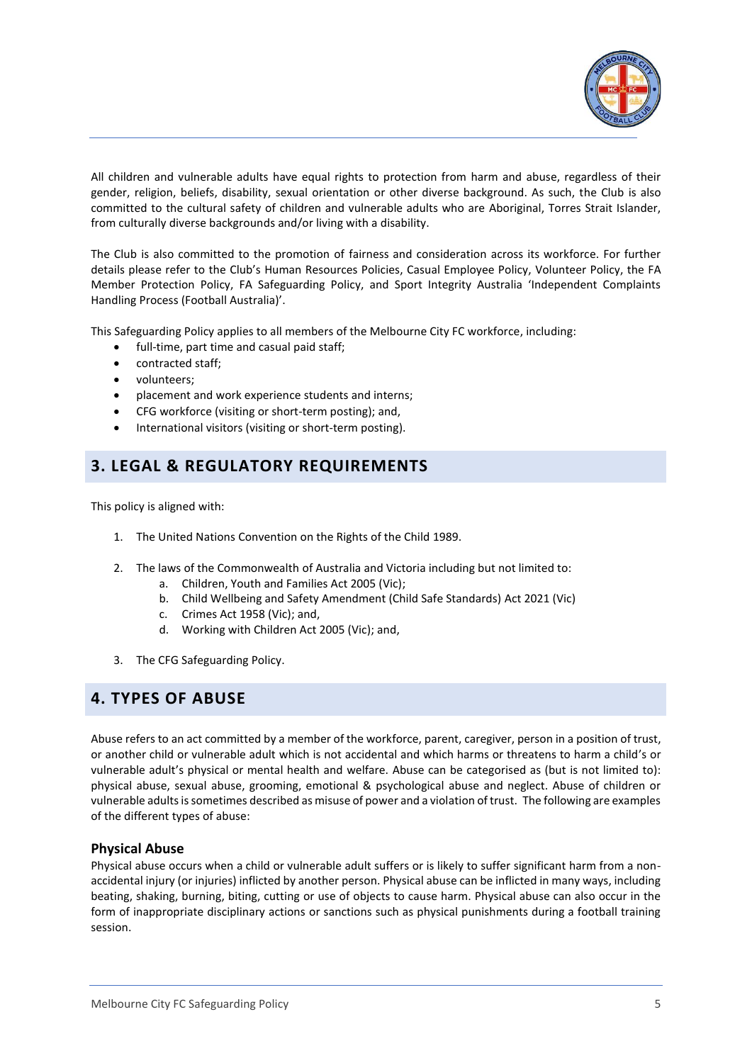All children and vulnerable adults have equal rights to protection from harm and abuse, regardless of their gender, religion, beliefs, disability, sexual orientation or other diverse background. As such, the Club is also committed to the cultural safety of children and vulnerable adults who are Aboriginal, Torres Strait Islander, from culturally diverse backgrounds and/or living with a disability.

The Club is also committed to the promotion of fairness and consideration across its workforce. For further details please refer to the Club's Human Resources Policies, Casual Employee Policy, Volunteer Policy, the FA Member Protection Policy, FA Safeguarding Policy, and Sport Integrity Australia 'Independent Complaints Handling Process (Football Australia)'.

This Safeguarding Policy applies to all members of the Melbourne City FC workforce, including:

- full-time, part time and casual paid staff;
- contracted staff;
- volunteers;
- placement and work experience students and interns;
- CFG workforce (visiting or short-term posting); and,
- International visitors (visiting or short-term posting).

## 3. LEGAL & REGULATORY REQUIREMENTS

This policy is aligned with:

1. The United Nations Convention on the Rights of the Child 1989.
2. The laws of the Commonwealth of Australia and Victoria including but not limited to:
    a. Children, Youth and Families Act 2005 (Vic);
    b. Child Wellbeing and Safety Amendment (Child Safe Standards) Act 2021 (Vic)
    c. Crimes Act 1958 (Vic); and,
    d. Working with Children Act 2005 (Vic); and,
3. The CFG Safeguarding Policy.

## 4. TYPES OF ABUSE

Abuse refers to an act committed by a member of the workforce, parent, caregiver, person in a position of trust, or another child or vulnerable adult which is not accidental and which harms or threatens to harm a child's or vulnerable adult's physical or mental health and welfare. Abuse can be categorised as (but is not limited to): physical abuse, sexual abuse, grooming, emotional & psychological abuse and neglect. Abuse of children or vulnerable adults is sometimes described as misuse of power and a violation of trust. The following are examples of the different types of abuse:

### Physical Abuse

Physical abuse occurs when a child or vulnerable adult suffers or is likely to suffer significant harm from a non-accidental injury (or injuries) inflicted by another person. Physical abuse can be inflicted in many ways, including beating, shaking, burning, biting, cutting or use of objects to cause harm. Physical abuse can also occur in the form of inappropriate disciplinary actions or sanctions such as physical punishments during a football training session.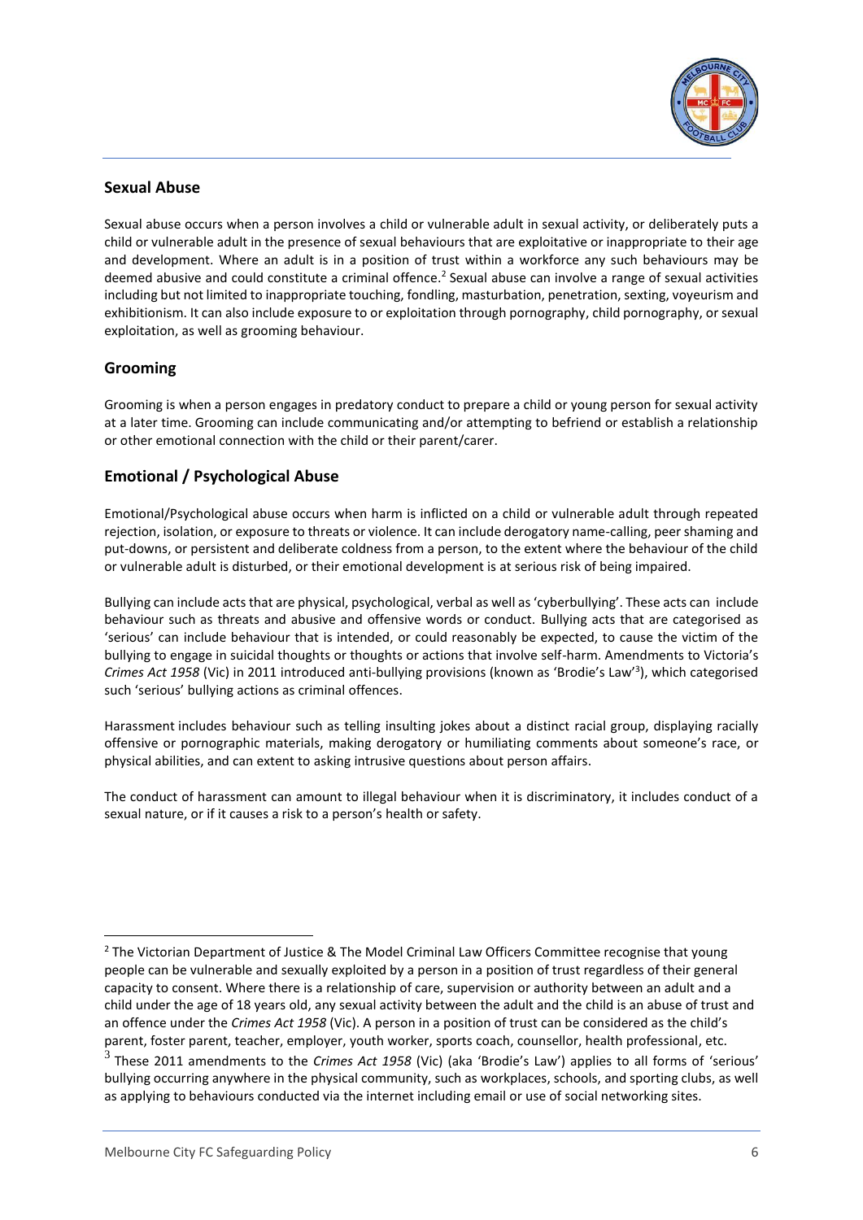## Sexual Abuse

Sexual abuse occurs when a person involves a child or vulnerable adult in sexual activity, or deliberately puts a child or vulnerable adult in the presence of sexual behaviours that are exploitative or inappropriate to their age and development. Where an adult is in a position of trust within a workforce any such behaviours may be deemed abusive and could constitute a criminal offence.[2] Sexual abuse can involve a range of sexual activities including but not limited to inappropriate touching, fondling, masturbation, penetration, sexting, voyeurism and exhibitionism. It can also include exposure to or exploitation through pornography, child pornography, or sexual exploitation, as well as grooming behaviour.

## Grooming

Grooming is when a person engages in predatory conduct to prepare a child or young person for sexual activity at a later time. Grooming can include communicating and/or attempting to befriend or establish a relationship or other emotional connection with the child or their parent/carer.

## Emotional / Psychological Abuse

Emotional/Psychological abuse occurs when harm is inflicted on a child or vulnerable adult through repeated rejection, isolation, or exposure to threats or violence. It can include derogatory name-calling, peer shaming and put-downs, or persistent and deliberate coldness from a person, to the extent where the behaviour of the child or vulnerable adult is disturbed, or their emotional development is at serious risk of being impaired.

Bullying can include acts that are physical, psychological, verbal as well as 'cyberbullying'. These acts can include behaviour such as threats and abusive and offensive words or conduct. Bullying acts that are categorised as 'serious' can include behaviour that is intended, or could reasonably be expected, to cause the victim of the bullying to engage in suicidal thoughts or thoughts or actions that involve self-harm. Amendments to Victoria's *Crimes Act 1958* (Vic) in 2011 introduced anti-bullying provisions (known as 'Brodie's Law'[3]), which categorised such 'serious' bullying actions as criminal offences.

Harassment includes behaviour such as telling insulting jokes about a distinct racial group, displaying racially offensive or pornographic materials, making derogatory or humiliating comments about someone's race, or physical abilities, and can extent to asking intrusive questions about person affairs.

The conduct of harassment can amount to illegal behaviour when it is discriminatory, it includes conduct of a sexual nature, or if it causes a risk to a person's health or safety.

---

[2] The Victorian Department of Justice & The Model Criminal Law Officers Committee recognise that young people can be vulnerable and sexually exploited by a person in a position of trust regardless of their general capacity to consent. Where there is a relationship of care, supervision or authority between an adult and a child under the age of 18 years old, any sexual activity between the adult and the child is an abuse of trust and an offence under the *Crimes Act 1958* (Vic). A person in a position of trust can be considered as the child's parent, foster parent, teacher, employer, youth worker, sports coach, counsellor, health professional, etc.

[3] These 2011 amendments to the *Crimes Act 1958* (Vic) (aka 'Brodie's Law') applies to all forms of 'serious' bullying occurring anywhere in the physical community, such as workplaces, schools, and sporting clubs, as well as applying to behaviours conducted via the internet including email or use of social networking sites.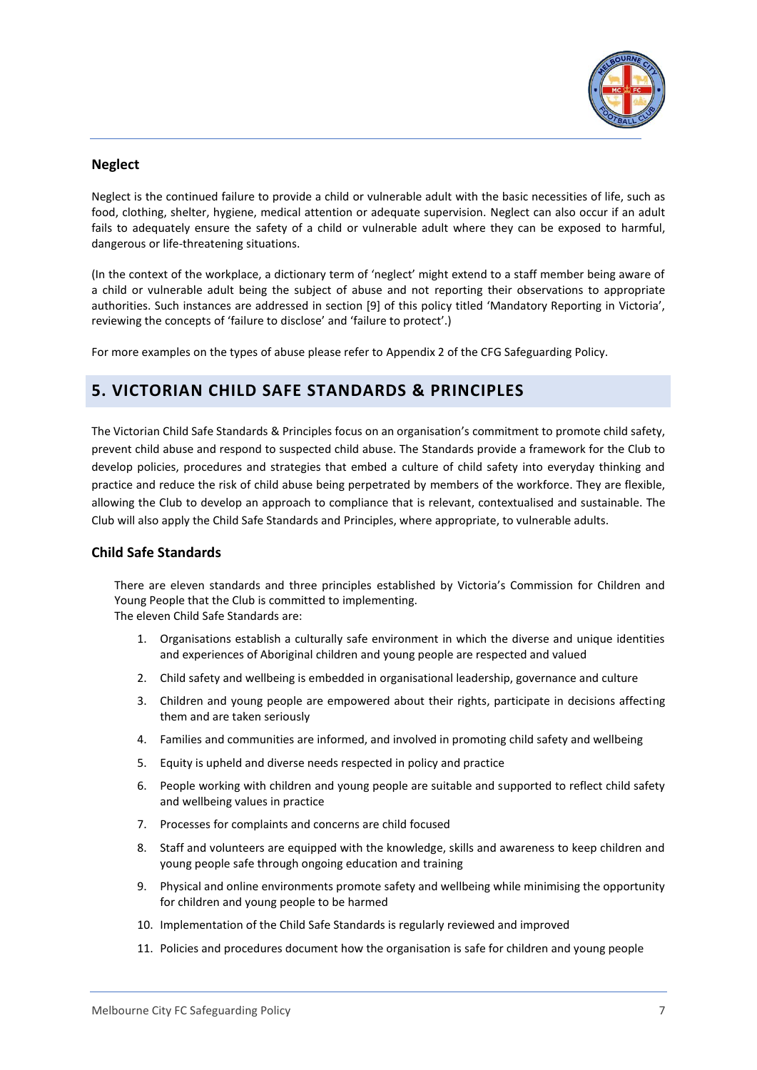### Neglect

Neglect is the continued failure to provide a child or vulnerable adult with the basic necessities of life, such as food, clothing, shelter, hygiene, medical attention or adequate supervision. Neglect can also occur if an adult fails to adequately ensure the safety of a child or vulnerable adult where they can be exposed to harmful, dangerous or life-threatening situations.

(In the context of the workplace, a dictionary term of 'neglect' might extend to a staff member being aware of a child or vulnerable adult being the subject of abuse and not reporting their observations to appropriate authorities. Such instances are addressed in section [9] of this policy titled 'Mandatory Reporting in Victoria', reviewing the concepts of 'failure to disclose' and 'failure to protect'.)

For more examples on the types of abuse please refer to Appendix 2 of the CFG Safeguarding Policy.

## 5. VICTORIAN CHILD SAFE STANDARDS & PRINCIPLES

The Victorian Child Safe Standards & Principles focus on an organisation's commitment to promote child safety, prevent child abuse and respond to suspected child abuse. The Standards provide a framework for the Club to develop policies, procedures and strategies that embed a culture of child safety into everyday thinking and practice and reduce the risk of child abuse being perpetrated by members of the workforce. They are flexible, allowing the Club to develop an approach to compliance that is relevant, contextualised and sustainable. The Club will also apply the Child Safe Standards and Principles, where appropriate, to vulnerable adults.

### Child Safe Standards

There are eleven standards and three principles established by Victoria's Commission for Children and Young People that the Club is committed to implementing.
The eleven Child Safe Standards are:

1. Organisations establish a culturally safe environment in which the diverse and unique identities and experiences of Aboriginal children and young people are respected and valued
2. Child safety and wellbeing is embedded in organisational leadership, governance and culture
3. Children and young people are empowered about their rights, participate in decisions affecting them and are taken seriously
4. Families and communities are informed, and involved in promoting child safety and wellbeing
5. Equity is upheld and diverse needs respected in policy and practice
6. People working with children and young people are suitable and supported to reflect child safety and wellbeing values in practice
7. Processes for complaints and concerns are child focused
8. Staff and volunteers are equipped with the knowledge, skills and awareness to keep children and young people safe through ongoing education and training
9. Physical and online environments promote safety and wellbeing while minimising the opportunity for children and young people to be harmed
10. Implementation of the Child Safe Standards is regularly reviewed and improved
11. Policies and procedures document how the organisation is safe for children and young people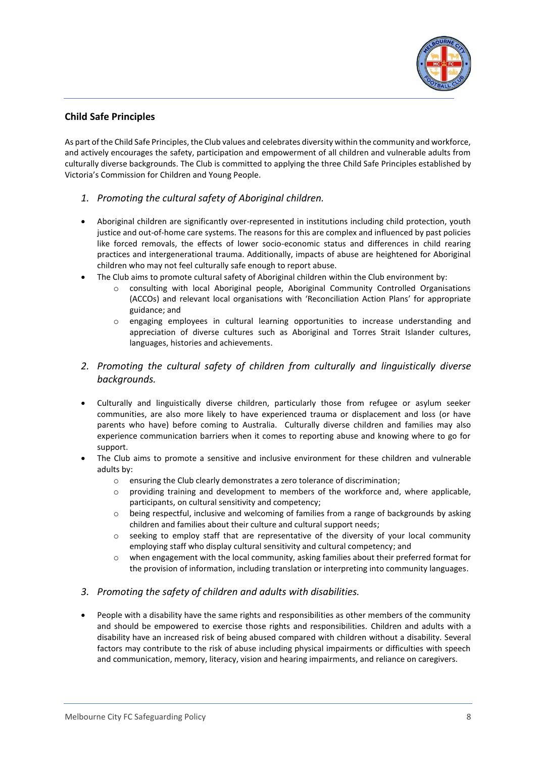## Child Safe Principles

As part of the Child Safe Principles, the Club values and celebrates diversity within the community and workforce, and actively encourages the safety, participation and empowerment of all children and vulnerable adults from culturally diverse backgrounds. The Club is committed to applying the three Child Safe Principles established by Victoria's Commission for Children and Young People.

### *1. Promoting the cultural safety of Aboriginal children.*

- Aboriginal children are significantly over-represented in institutions including child protection, youth justice and out-of-home care systems. The reasons for this are complex and influenced by past policies like forced removals, the effects of lower socio-economic status and differences in child rearing practices and intergenerational trauma. Additionally, impacts of abuse are heightened for Aboriginal children who may not feel culturally safe enough to report abuse.
- The Club aims to promote cultural safety of Aboriginal children within the Club environment by:
  - consulting with local Aboriginal people, Aboriginal Community Controlled Organisations (ACCOs) and relevant local organisations with 'Reconciliation Action Plans' for appropriate guidance; and
  - engaging employees in cultural learning opportunities to increase understanding and appreciation of diverse cultures such as Aboriginal and Torres Strait Islander cultures, languages, histories and achievements.

### *2. Promoting the cultural safety of children from culturally and linguistically diverse backgrounds.*

- Culturally and linguistically diverse children, particularly those from refugee or asylum seeker communities, are also more likely to have experienced trauma or displacement and loss (or have parents who have) before coming to Australia. Culturally diverse children and families may also experience communication barriers when it comes to reporting abuse and knowing where to go for support.
- The Club aims to promote a sensitive and inclusive environment for these children and vulnerable adults by:
  - ensuring the Club clearly demonstrates a zero tolerance of discrimination;
  - providing training and development to members of the workforce and, where applicable, participants, on cultural sensitivity and competency;
  - being respectful, inclusive and welcoming of families from a range of backgrounds by asking children and families about their culture and cultural support needs;
  - seeking to employ staff that are representative of the diversity of your local community employing staff who display cultural sensitivity and cultural competency; and
  - when engagement with the local community, asking families about their preferred format for the provision of information, including translation or interpreting into community languages.

### *3. Promoting the safety of children and adults with disabilities.*

- People with a disability have the same rights and responsibilities as other members of the community and should be empowered to exercise those rights and responsibilities. Children and adults with a disability have an increased risk of being abused compared with children without a disability. Several factors may contribute to the risk of abuse including physical impairments or difficulties with speech and communication, memory, literacy, vision and hearing impairments, and reliance on caregivers.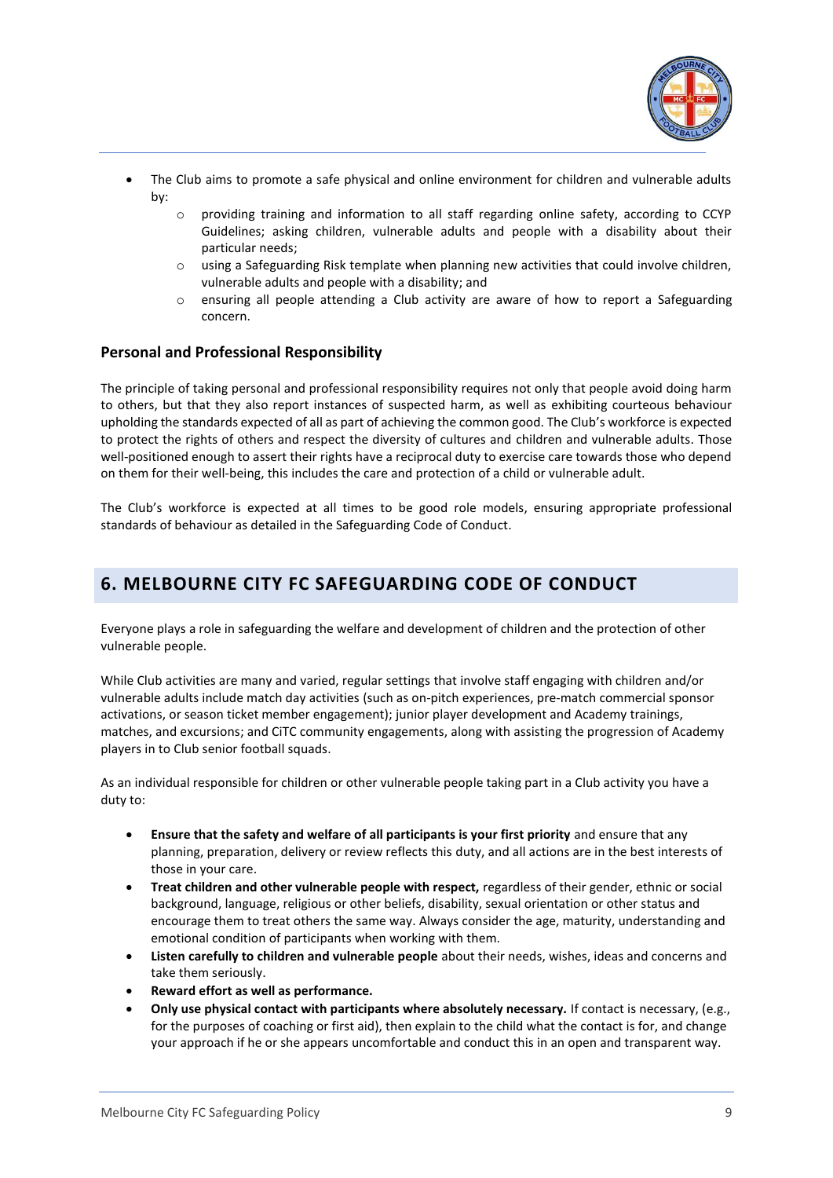- The Club aims to promote a safe physical and online environment for children and vulnerable adults by:
  - providing training and information to all staff regarding online safety, according to CCYP Guidelines; asking children, vulnerable adults and people with a disability about their particular needs;
  - using a Safeguarding Risk template when planning new activities that could involve children, vulnerable adults and people with a disability; and
  - ensuring all people attending a Club activity are aware of how to report a Safeguarding concern.

### Personal and Professional Responsibility

The principle of taking personal and professional responsibility requires not only that people avoid doing harm to others, but that they also report instances of suspected harm, as well as exhibiting courteous behaviour upholding the standards expected of all as part of achieving the common good. The Club's workforce is expected to protect the rights of others and respect the diversity of cultures and children and vulnerable adults. Those well-positioned enough to assert their rights have a reciprocal duty to exercise care towards those who depend on them for their well-being, this includes the care and protection of a child or vulnerable adult.

The Club's workforce is expected at all times to be good role models, ensuring appropriate professional standards of behaviour as detailed in the Safeguarding Code of Conduct.

## 6. MELBOURNE CITY FC SAFEGUARDING CODE OF CONDUCT

Everyone plays a role in safeguarding the welfare and development of children and the protection of other vulnerable people.

While Club activities are many and varied, regular settings that involve staff engaging with children and/or vulnerable adults include match day activities (such as on-pitch experiences, pre-match commercial sponsor activations, or season ticket member engagement); junior player development and Academy trainings, matches, and excursions; and CiTC community engagements, along with assisting the progression of Academy players in to Club senior football squads.

As an individual responsible for children or other vulnerable people taking part in a Club activity you have a duty to:

- **Ensure that the safety and welfare of all participants is your first priority** and ensure that any planning, preparation, delivery or review reflects this duty, and all actions are in the best interests of those in your care.
- **Treat children and other vulnerable people with respect,** regardless of their gender, ethnic or social background, language, religious or other beliefs, disability, sexual orientation or other status and encourage them to treat others the same way. Always consider the age, maturity, understanding and emotional condition of participants when working with them.
- **Listen carefully to children and vulnerable people** about their needs, wishes, ideas and concerns and take them seriously.
- **Reward effort as well as performance.**
- **Only use physical contact with participants where absolutely necessary.** If contact is necessary, (e.g., for the purposes of coaching or first aid), then explain to the child what the contact is for, and change your approach if he or she appears uncomfortable and conduct this in an open and transparent way.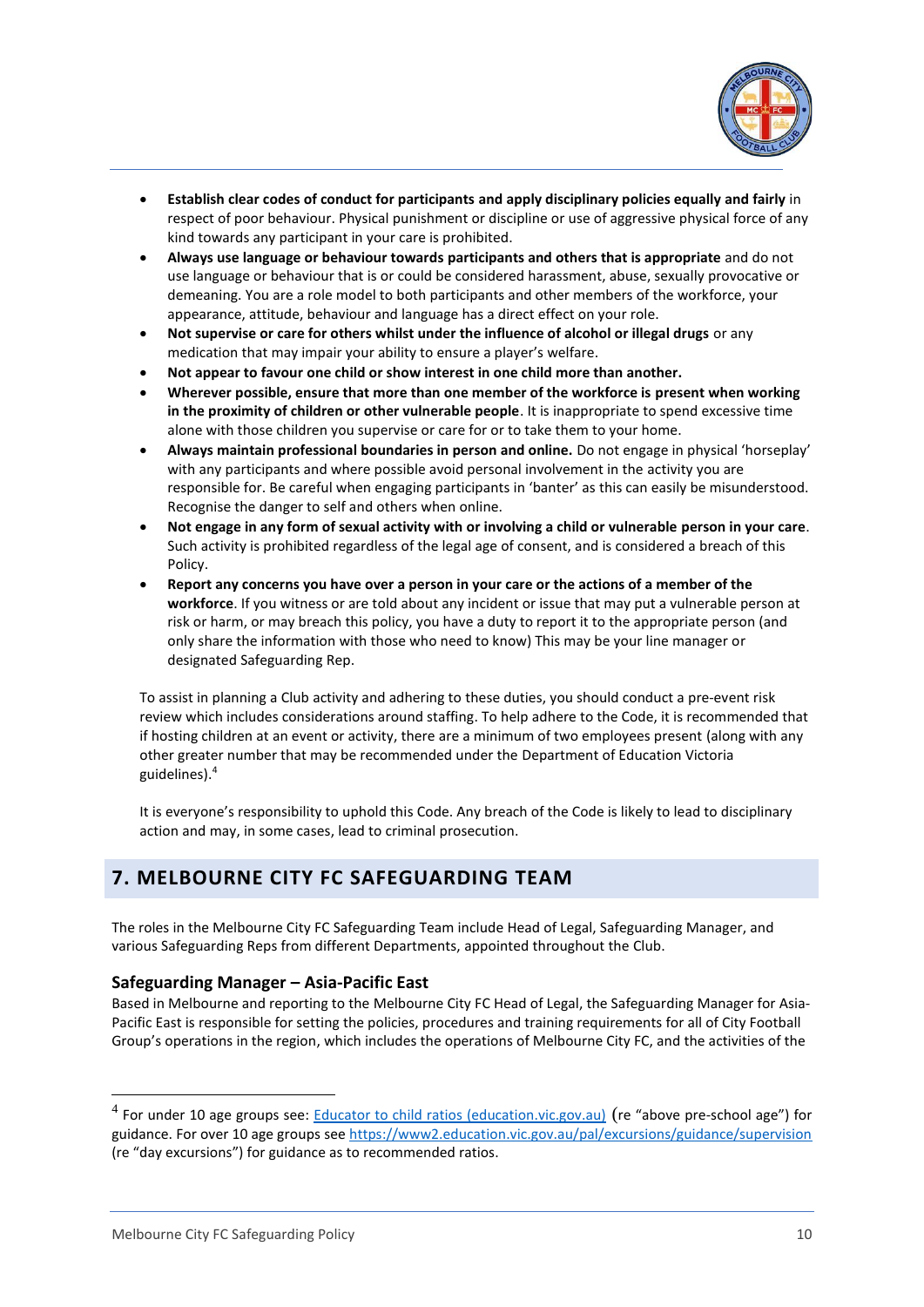- **Establish clear codes of conduct for participants and apply disciplinary policies equally and fairly** in respect of poor behaviour. Physical punishment or discipline or use of aggressive physical force of any kind towards any participant in your care is prohibited.
- **Always use language or behaviour towards participants and others that is appropriate** and do not use language or behaviour that is or could be considered harassment, abuse, sexually provocative or demeaning. You are a role model to both participants and other members of the workforce, your appearance, attitude, behaviour and language has a direct effect on your role.
- **Not supervise or care for others whilst under the influence of alcohol or illegal drugs** or any medication that may impair your ability to ensure a player's welfare.
- **Not appear to favour one child or show interest in one child more than another.**
- **Wherever possible, ensure that more than one member of the workforce is present when working in the proximity of children or other vulnerable people**. It is inappropriate to spend excessive time alone with those children you supervise or care for or to take them to your home.
- **Always maintain professional boundaries in person and online.** Do not engage in physical 'horseplay' with any participants and where possible avoid personal involvement in the activity you are responsible for. Be careful when engaging participants in 'banter' as this can easily be misunderstood. Recognise the danger to self and others when online.
- **Not engage in any form of sexual activity with or involving a child or vulnerable person in your care**. Such activity is prohibited regardless of the legal age of consent, and is considered a breach of this Policy.
- **Report any concerns you have over a person in your care or the actions of a member of the workforce**. If you witness or are told about any incident or issue that may put a vulnerable person at risk or harm, or may breach this policy, you have a duty to report it to the appropriate person (and only share the information with those who need to know) This may be your line manager or designated Safeguarding Rep.

To assist in planning a Club activity and adhering to these duties, you should conduct a pre-event risk review which includes considerations around staffing. To help adhere to the Code, it is recommended that if hosting children at an event or activity, there are a minimum of two employees present (along with any other greater number that may be recommended under the Department of Education Victoria guidelines).[4]

It is everyone's responsibility to uphold this Code. Any breach of the Code is likely to lead to disciplinary action and may, in some cases, lead to criminal prosecution.

## 7. MELBOURNE CITY FC SAFEGUARDING TEAM

The roles in the Melbourne City FC Safeguarding Team include Head of Legal, Safeguarding Manager, and various Safeguarding Reps from different Departments, appointed throughout the Club.

### Safeguarding Manager – Asia-Pacific East

Based in Melbourne and reporting to the Melbourne City FC Head of Legal, the Safeguarding Manager for Asia-Pacific East is responsible for setting the policies, procedures and training requirements for all of City Football Group's operations in the region, which includes the operations of Melbourne City FC, and the activities of the

---

[4] For under 10 age groups see: Educator to child ratios (education.vic.gov.au) (re "above pre-school age") for guidance. For over 10 age groups see https://www2.education.vic.gov.au/pal/excursions/guidance/supervision (re "day excursions") for guidance as to recommended ratios.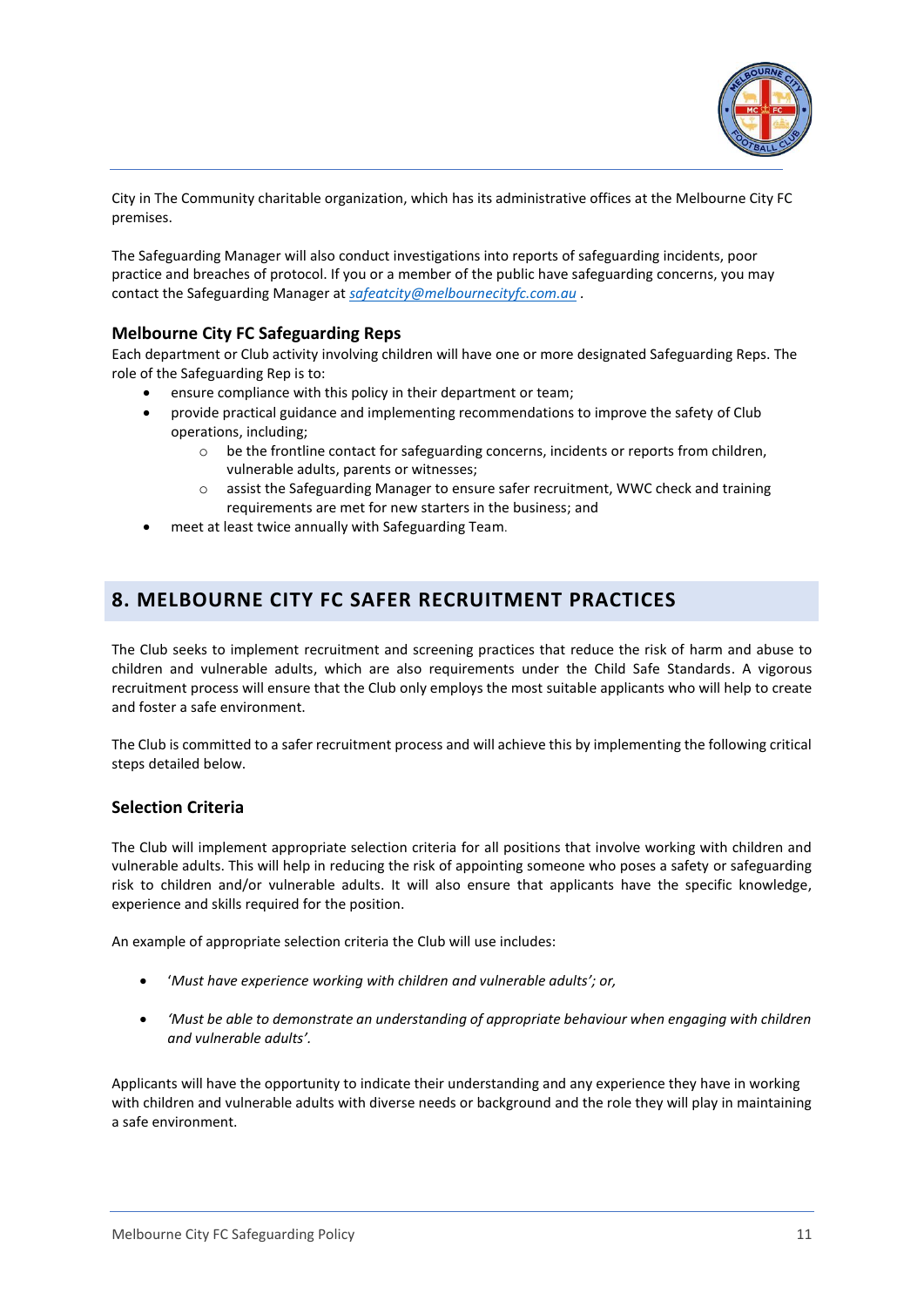City in The Community charitable organization, which has its administrative offices at the Melbourne City FC premises.

The Safeguarding Manager will also conduct investigations into reports of safeguarding incidents, poor practice and breaches of protocol. If you or a member of the public have safeguarding concerns, you may contact the Safeguarding Manager at *safeatcity@melbournecityfc.com.au* .

### Melbourne City FC Safeguarding Reps

Each department or Club activity involving children will have one or more designated Safeguarding Reps. The role of the Safeguarding Rep is to:

- ensure compliance with this policy in their department or team;
- provide practical guidance and implementing recommendations to improve the safety of Club operations, including;
  - be the frontline contact for safeguarding concerns, incidents or reports from children, vulnerable adults, parents or witnesses;
  - assist the Safeguarding Manager to ensure safer recruitment, WWC check and training requirements are met for new starters in the business; and
- meet at least twice annually with Safeguarding Team.

## 8. MELBOURNE CITY FC SAFER RECRUITMENT PRACTICES

The Club seeks to implement recruitment and screening practices that reduce the risk of harm and abuse to children and vulnerable adults, which are also requirements under the Child Safe Standards. A vigorous recruitment process will ensure that the Club only employs the most suitable applicants who will help to create and foster a safe environment.

The Club is committed to a safer recruitment process and will achieve this by implementing the following critical steps detailed below.

### Selection Criteria

The Club will implement appropriate selection criteria for all positions that involve working with children and vulnerable adults. This will help in reducing the risk of appointing someone who poses a safety or safeguarding risk to children and/or vulnerable adults. It will also ensure that applicants have the specific knowledge, experience and skills required for the position.

An example of appropriate selection criteria the Club will use includes:

- '*Must have experience working with children and vulnerable adults'; or,*
- *'Must be able to demonstrate an understanding of appropriate behaviour when engaging with children and vulnerable adults'.*

Applicants will have the opportunity to indicate their understanding and any experience they have in working with children and vulnerable adults with diverse needs or background and the role they will play in maintaining a safe environment.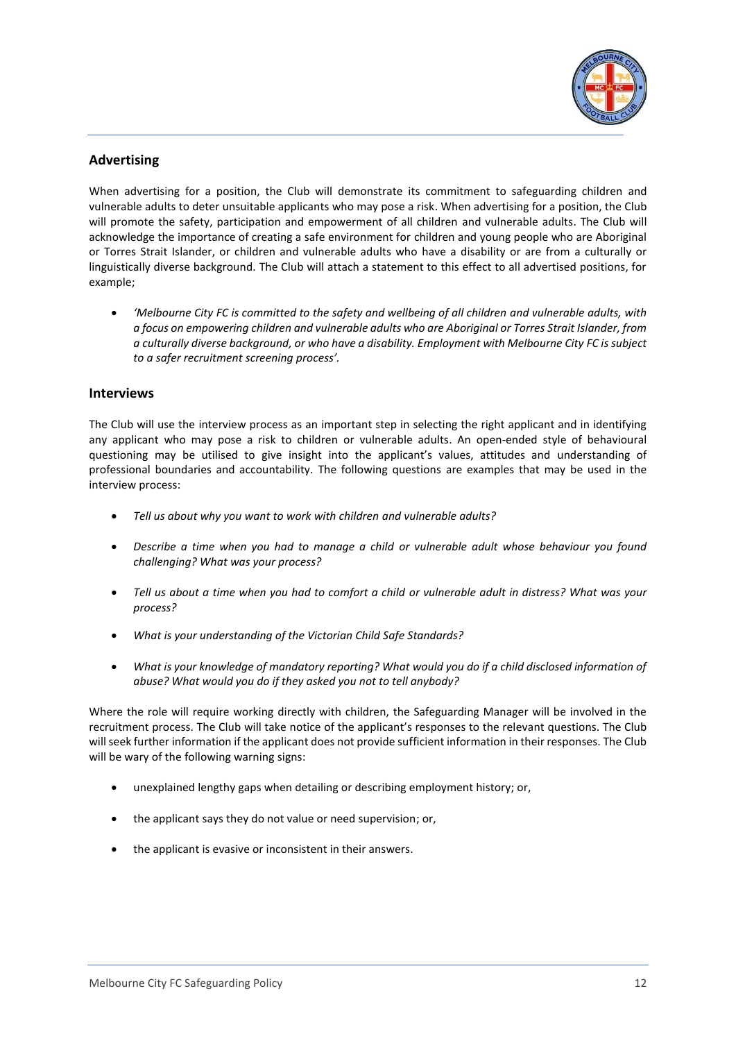## Advertising

When advertising for a position, the Club will demonstrate its commitment to safeguarding children and vulnerable adults to deter unsuitable applicants who may pose a risk. When advertising for a position, the Club will promote the safety, participation and empowerment of all children and vulnerable adults. The Club will acknowledge the importance of creating a safe environment for children and young people who are Aboriginal or Torres Strait Islander, or children and vulnerable adults who have a disability or are from a culturally or linguistically diverse background. The Club will attach a statement to this effect to all advertised positions, for example;

- *'Melbourne City FC is committed to the safety and wellbeing of all children and vulnerable adults, with a focus on empowering children and vulnerable adults who are Aboriginal or Torres Strait Islander, from a culturally diverse background, or who have a disability. Employment with Melbourne City FC is subject to a safer recruitment screening process'.*

## Interviews

The Club will use the interview process as an important step in selecting the right applicant and in identifying any applicant who may pose a risk to children or vulnerable adults. An open-ended style of behavioural questioning may be utilised to give insight into the applicant's values, attitudes and understanding of professional boundaries and accountability. The following questions are examples that may be used in the interview process:

- *Tell us about why you want to work with children and vulnerable adults?*
- *Describe a time when you had to manage a child or vulnerable adult whose behaviour you found challenging? What was your process?*
- *Tell us about a time when you had to comfort a child or vulnerable adult in distress? What was your process?*
- *What is your understanding of the Victorian Child Safe Standards?*
- *What is your knowledge of mandatory reporting? What would you do if a child disclosed information of abuse? What would you do if they asked you not to tell anybody?*

Where the role will require working directly with children, the Safeguarding Manager will be involved in the recruitment process. The Club will take notice of the applicant's responses to the relevant questions. The Club will seek further information if the applicant does not provide sufficient information in their responses. The Club will be wary of the following warning signs:

- unexplained lengthy gaps when detailing or describing employment history; or,
- the applicant says they do not value or need supervision; or,
- the applicant is evasive or inconsistent in their answers.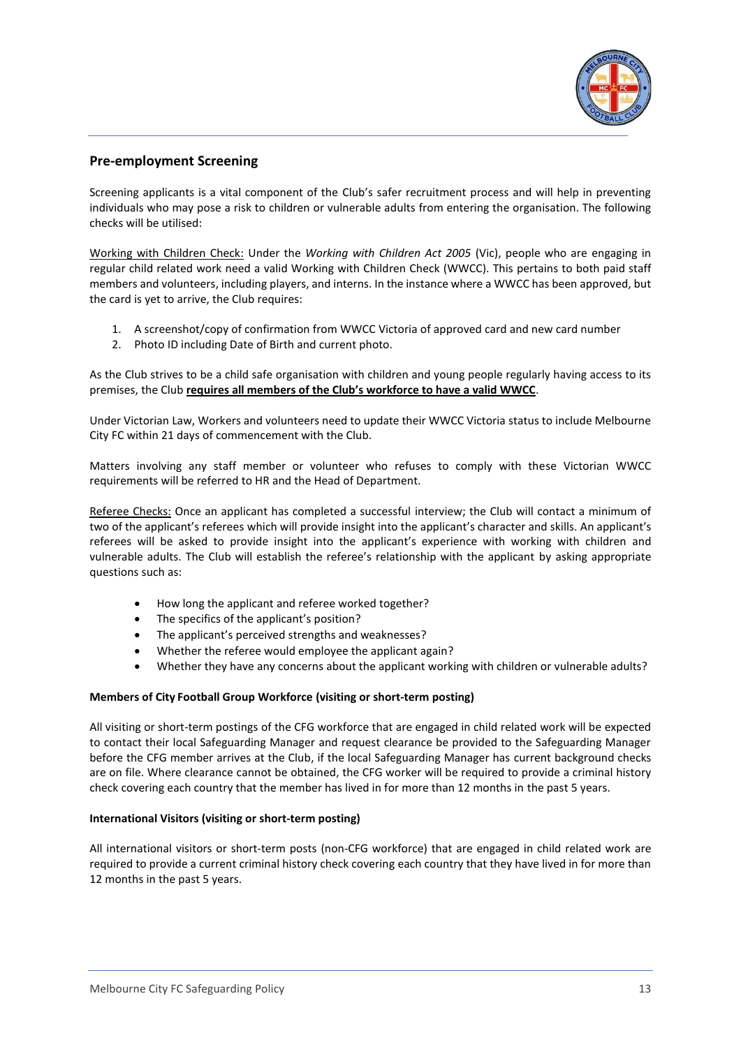## Pre-employment Screening

Screening applicants is a vital component of the Club's safer recruitment process and will help in preventing individuals who may pose a risk to children or vulnerable adults from entering the organisation. The following checks will be utilised:

<u>Working with Children Check:</u> Under the *Working with Children Act 2005* (Vic), people who are engaging in regular child related work need a valid Working with Children Check (WWCC). This pertains to both paid staff members and volunteers, including players, and interns. In the instance where a WWCC has been approved, but the card is yet to arrive, the Club requires:

1. A screenshot/copy of confirmation from WWCC Victoria of approved card and new card number
2. Photo ID including Date of Birth and current photo.

As the Club strives to be a child safe organisation with children and young people regularly having access to its premises, the Club **<u>requires all members of the Club's workforce to have a valid WWCC</u>**.

Under Victorian Law, Workers and volunteers need to update their WWCC Victoria status to include Melbourne City FC within 21 days of commencement with the Club.

Matters involving any staff member or volunteer who refuses to comply with these Victorian WWCC requirements will be referred to HR and the Head of Department.

<u>Referee Checks:</u> Once an applicant has completed a successful interview; the Club will contact a minimum of two of the applicant's referees which will provide insight into the applicant's character and skills. An applicant's referees will be asked to provide insight into the applicant's experience with working with children and vulnerable adults. The Club will establish the referee's relationship with the applicant by asking appropriate questions such as:

- How long the applicant and referee worked together?
- The specifics of the applicant's position?
- The applicant's perceived strengths and weaknesses?
- Whether the referee would employee the applicant again?
- Whether they have any concerns about the applicant working with children or vulnerable adults?

**Members of City Football Group Workforce (visiting or short-term posting)**

All visiting or short-term postings of the CFG workforce that are engaged in child related work will be expected to contact their local Safeguarding Manager and request clearance be provided to the Safeguarding Manager before the CFG member arrives at the Club, if the local Safeguarding Manager has current background checks are on file. Where clearance cannot be obtained, the CFG worker will be required to provide a criminal history check covering each country that the member has lived in for more than 12 months in the past 5 years.

**International Visitors (visiting or short-term posting)**

All international visitors or short-term posts (non-CFG workforce) that are engaged in child related work are required to provide a current criminal history check covering each country that they have lived in for more than 12 months in the past 5 years.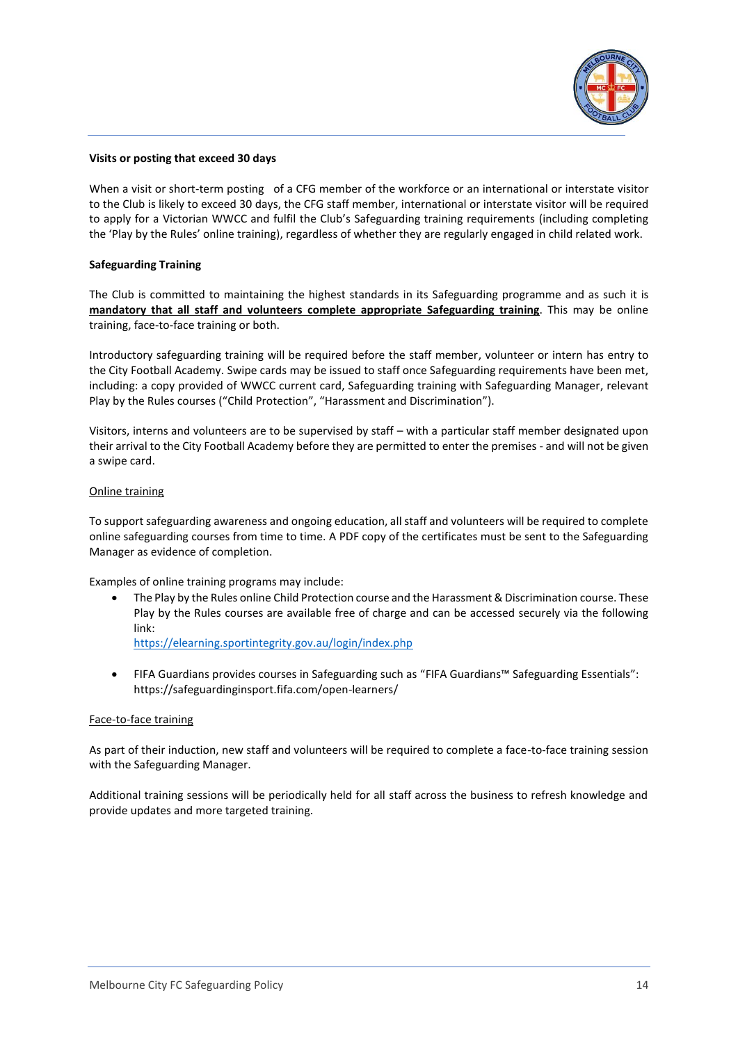**Visits or posting that exceed 30 days**

When a visit or short-term posting of a CFG member of the workforce or an international or interstate visitor to the Club is likely to exceed 30 days, the CFG staff member, international or interstate visitor will be required to apply for a Victorian WWCC and fulfil the Club's Safeguarding training requirements (including completing the 'Play by the Rules' online training), regardless of whether they are regularly engaged in child related work.

**Safeguarding Training**

The Club is committed to maintaining the highest standards in its Safeguarding programme and as such it is **mandatory that all staff and volunteers complete appropriate Safeguarding training**. This may be online training, face-to-face training or both.

Introductory safeguarding training will be required before the staff member, volunteer or intern has entry to the City Football Academy. Swipe cards may be issued to staff once Safeguarding requirements have been met, including: a copy provided of WWCC current card, Safeguarding training with Safeguarding Manager, relevant Play by the Rules courses ("Child Protection", "Harassment and Discrimination").

Visitors, interns and volunteers are to be supervised by staff – with a particular staff member designated upon their arrival to the City Football Academy before they are permitted to enter the premises - and will not be given a swipe card.

Online training

To support safeguarding awareness and ongoing education, all staff and volunteers will be required to complete online safeguarding courses from time to time. A PDF copy of the certificates must be sent to the Safeguarding Manager as evidence of completion.

Examples of online training programs may include:

- The Play by the Rules online Child Protection course and the Harassment & Discrimination course. These Play by the Rules courses are available free of charge and can be accessed securely via the following link:
  https://elearning.sportintegrity.gov.au/login/index.php
- FIFA Guardians provides courses in Safeguarding such as "FIFA Guardians™ Safeguarding Essentials": https://safeguardinginsport.fifa.com/open-learners/

Face-to-face training

As part of their induction, new staff and volunteers will be required to complete a face-to-face training session with the Safeguarding Manager.

Additional training sessions will be periodically held for all staff across the business to refresh knowledge and provide updates and more targeted training.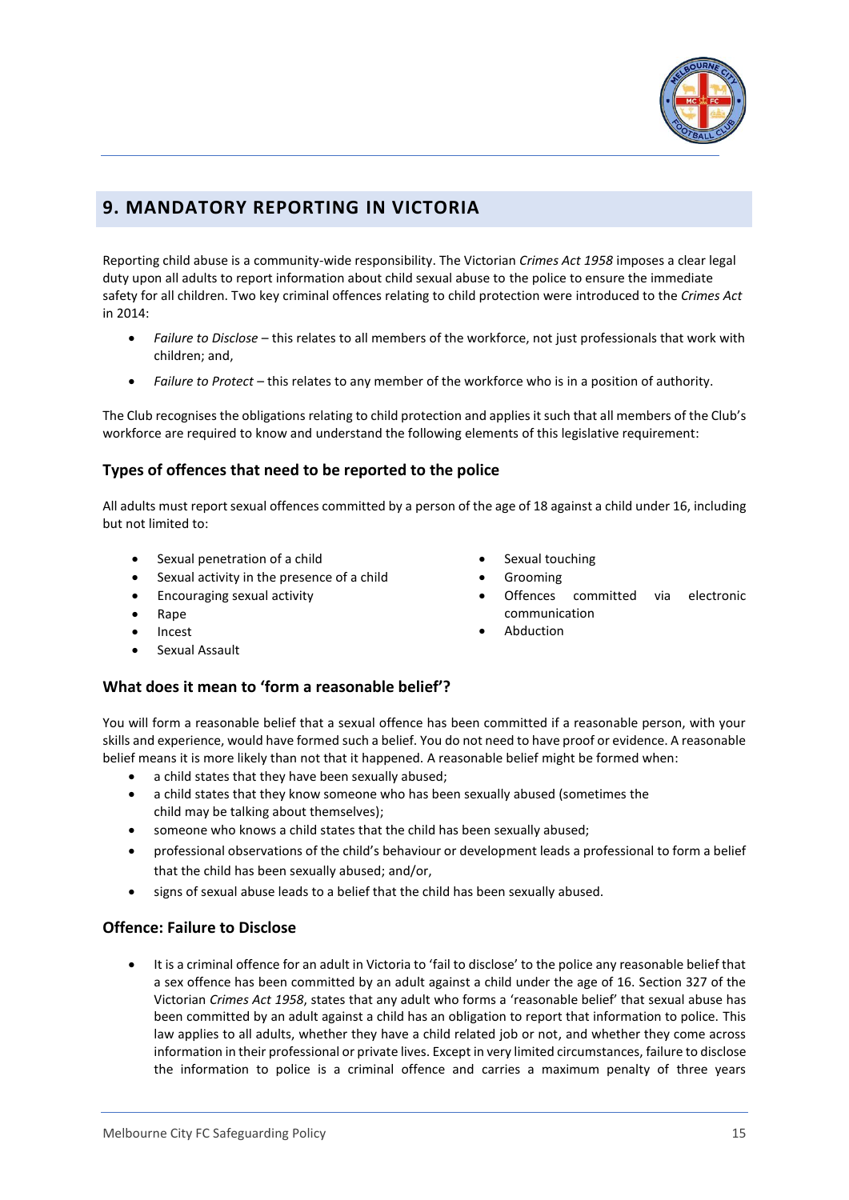## 9. MANDATORY REPORTING IN VICTORIA

Reporting child abuse is a community-wide responsibility. The Victorian *Crimes Act 1958* imposes a clear legal duty upon all adults to report information about child sexual abuse to the police to ensure the immediate safety for all children. Two key criminal offences relating to child protection were introduced to the *Crimes Act* in 2014:

- *Failure to Disclose* – this relates to all members of the workforce, not just professionals that work with children; and,
- *Failure to Protect* – this relates to any member of the workforce who is in a position of authority.

The Club recognises the obligations relating to child protection and applies it such that all members of the Club's workforce are required to know and understand the following elements of this legislative requirement:

### Types of offences that need to be reported to the police

All adults must report sexual offences committed by a person of the age of 18 against a child under 16, including but not limited to:

- Sexual penetration of a child
- Sexual activity in the presence of a child
- Encouraging sexual activity
- Rape
- Incest
- Sexual Assault
- Sexual touching
- Grooming
- Offences committed via electronic communication
- Abduction

### What does it mean to 'form a reasonable belief'?

You will form a reasonable belief that a sexual offence has been committed if a reasonable person, with your skills and experience, would have formed such a belief. You do not need to have proof or evidence. A reasonable belief means it is more likely than not that it happened. A reasonable belief might be formed when:

- a child states that they have been sexually abused;
- a child states that they know someone who has been sexually abused (sometimes the child may be talking about themselves);
- someone who knows a child states that the child has been sexually abused;
- professional observations of the child's behaviour or development leads a professional to form a belief that the child has been sexually abused; and/or,
- signs of sexual abuse leads to a belief that the child has been sexually abused.

### Offence: Failure to Disclose

- It is a criminal offence for an adult in Victoria to 'fail to disclose' to the police any reasonable belief that a sex offence has been committed by an adult against a child under the age of 16. Section 327 of the Victorian *Crimes Act 1958*, states that any adult who forms a 'reasonable belief' that sexual abuse has been committed by an adult against a child has an obligation to report that information to police. This law applies to all adults, whether they have a child related job or not, and whether they come across information in their professional or private lives. Except in very limited circumstances, failure to disclose the information to police is a criminal offence and carries a maximum penalty of three years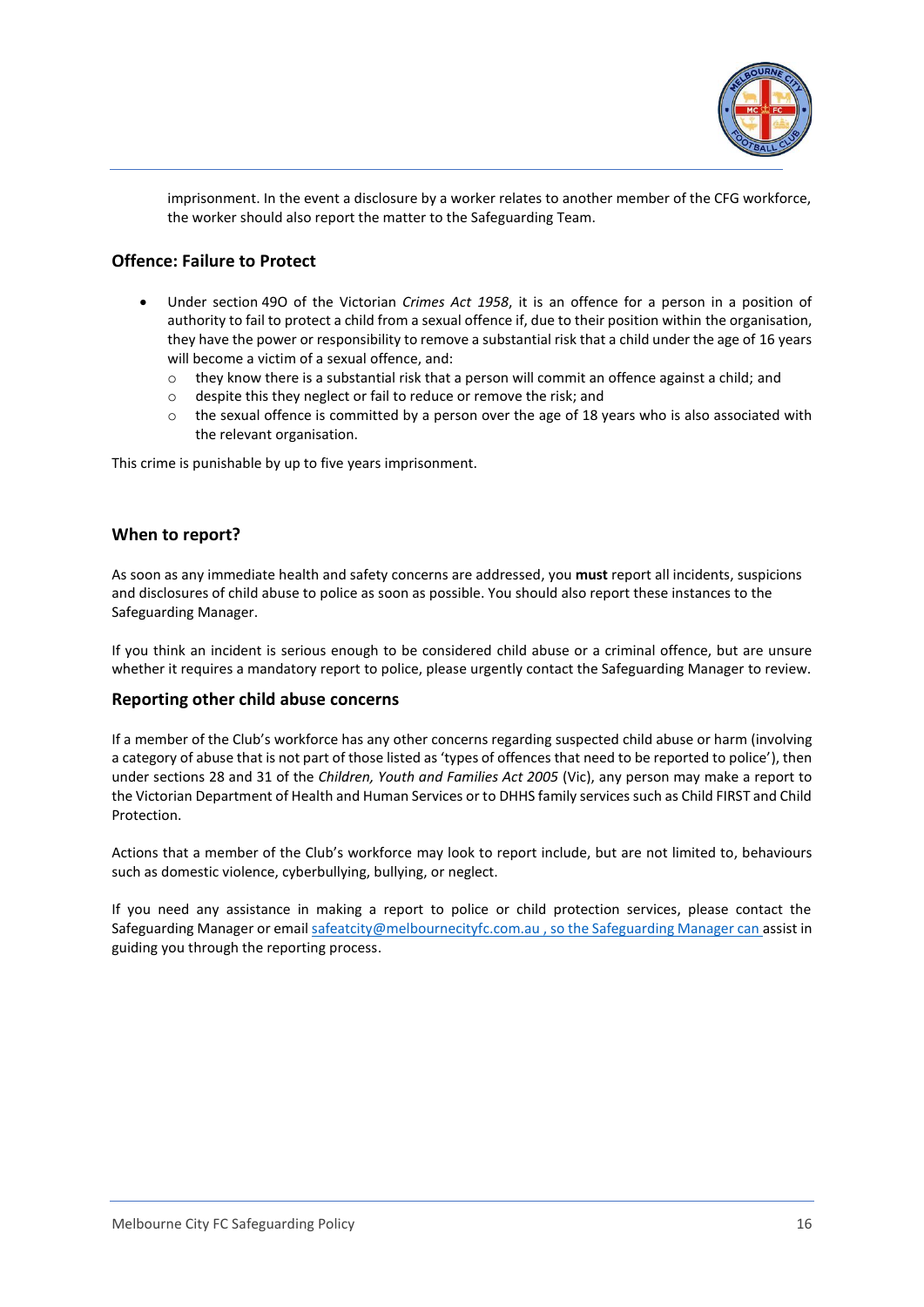imprisonment. In the event a disclosure by a worker relates to another member of the CFG workforce, the worker should also report the matter to the Safeguarding Team.

### Offence: Failure to Protect

- Under section 49O of the Victorian *Crimes Act 1958*, it is an offence for a person in a position of authority to fail to protect a child from a sexual offence if, due to their position within the organisation, they have the power or responsibility to remove a substantial risk that a child under the age of 16 years will become a victim of a sexual offence, and:
  - they know there is a substantial risk that a person will commit an offence against a child; and
  - despite this they neglect or fail to reduce or remove the risk; and
  - the sexual offence is committed by a person over the age of 18 years who is also associated with the relevant organisation.

This crime is punishable by up to five years imprisonment.

## When to report?

As soon as any immediate health and safety concerns are addressed, you **must** report all incidents, suspicions and disclosures of child abuse to police as soon as possible. You should also report these instances to the Safeguarding Manager.

If you think an incident is serious enough to be considered child abuse or a criminal offence, but are unsure whether it requires a mandatory report to police, please urgently contact the Safeguarding Manager to review.

### Reporting other child abuse concerns

If a member of the Club's workforce has any other concerns regarding suspected child abuse or harm (involving a category of abuse that is not part of those listed as 'types of offences that need to be reported to police'), then under sections 28 and 31 of the *Children, Youth and Families Act 2005* (Vic), any person may make a report to the Victorian Department of Health and Human Services or to DHHS family services such as Child FIRST and Child Protection.

Actions that a member of the Club's workforce may look to report include, but are not limited to, behaviours such as domestic violence, cyberbullying, bullying, or neglect.

If you need any assistance in making a report to police or child protection services, please contact the Safeguarding Manager or email safeatcity@melbournecityfc.com.au , so the Safeguarding Manager can assist in guiding you through the reporting process.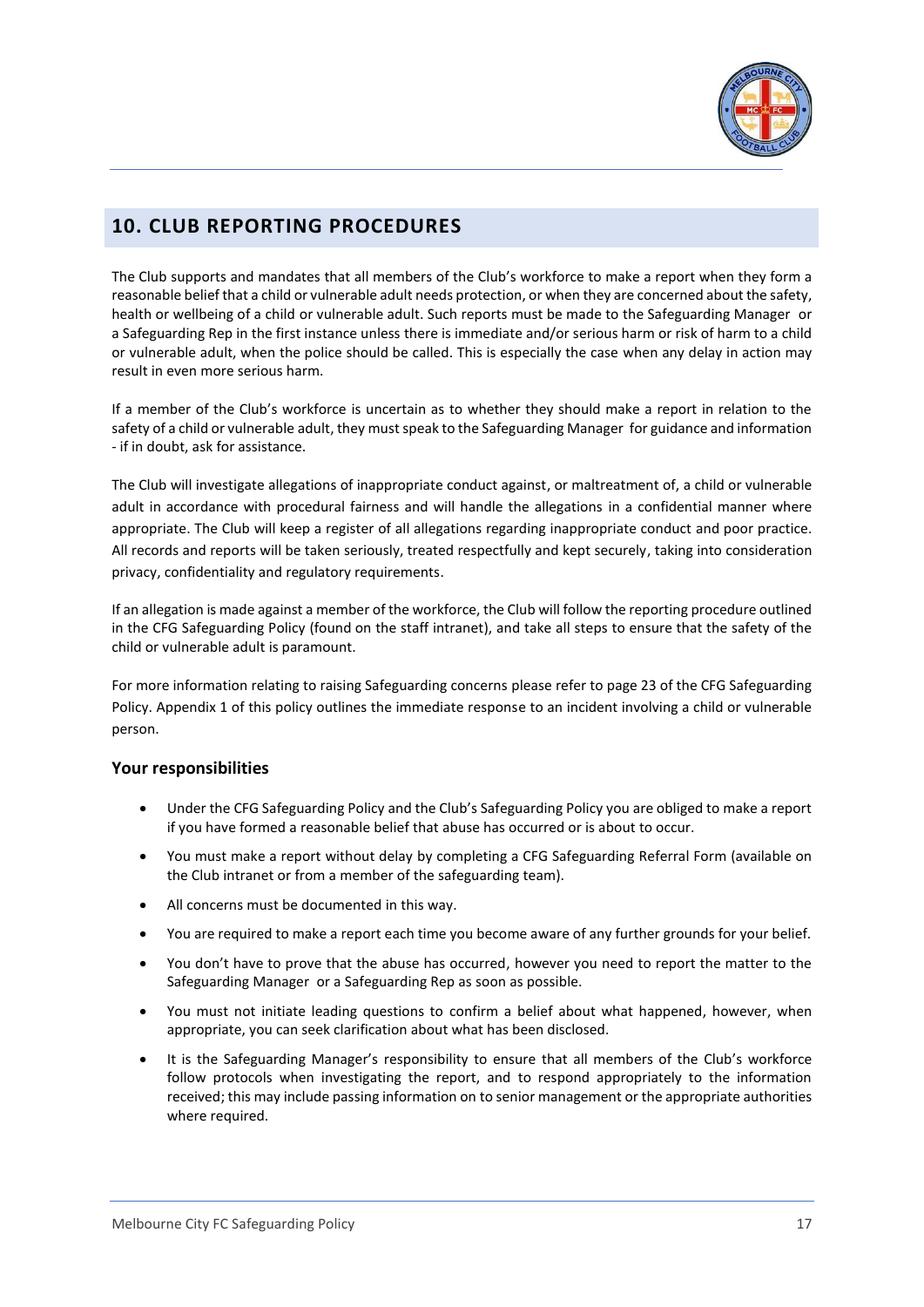## 10. CLUB REPORTING PROCEDURES

The Club supports and mandates that all members of the Club's workforce to make a report when they form a reasonable belief that a child or vulnerable adult needs protection, or when they are concerned about the safety, health or wellbeing of a child or vulnerable adult. Such reports must be made to the Safeguarding Manager or a Safeguarding Rep in the first instance unless there is immediate and/or serious harm or risk of harm to a child or vulnerable adult, when the police should be called. This is especially the case when any delay in action may result in even more serious harm.

If a member of the Club's workforce is uncertain as to whether they should make a report in relation to the safety of a child or vulnerable adult, they must speak to the Safeguarding Manager for guidance and information - if in doubt, ask for assistance.

The Club will investigate allegations of inappropriate conduct against, or maltreatment of, a child or vulnerable adult in accordance with procedural fairness and will handle the allegations in a confidential manner where appropriate. The Club will keep a register of all allegations regarding inappropriate conduct and poor practice. All records and reports will be taken seriously, treated respectfully and kept securely, taking into consideration privacy, confidentiality and regulatory requirements.

If an allegation is made against a member of the workforce, the Club will follow the reporting procedure outlined in the CFG Safeguarding Policy (found on the staff intranet), and take all steps to ensure that the safety of the child or vulnerable adult is paramount.

For more information relating to raising Safeguarding concerns please refer to page 23 of the CFG Safeguarding Policy. Appendix 1 of this policy outlines the immediate response to an incident involving a child or vulnerable person.

### Your responsibilities

- Under the CFG Safeguarding Policy and the Club's Safeguarding Policy you are obliged to make a report if you have formed a reasonable belief that abuse has occurred or is about to occur.
- You must make a report without delay by completing a CFG Safeguarding Referral Form (available on the Club intranet or from a member of the safeguarding team).
- All concerns must be documented in this way.
- You are required to make a report each time you become aware of any further grounds for your belief.
- You don't have to prove that the abuse has occurred, however you need to report the matter to the Safeguarding Manager or a Safeguarding Rep as soon as possible.
- You must not initiate leading questions to confirm a belief about what happened, however, when appropriate, you can seek clarification about what has been disclosed.
- It is the Safeguarding Manager's responsibility to ensure that all members of the Club's workforce follow protocols when investigating the report, and to respond appropriately to the information received; this may include passing information on to senior management or the appropriate authorities where required.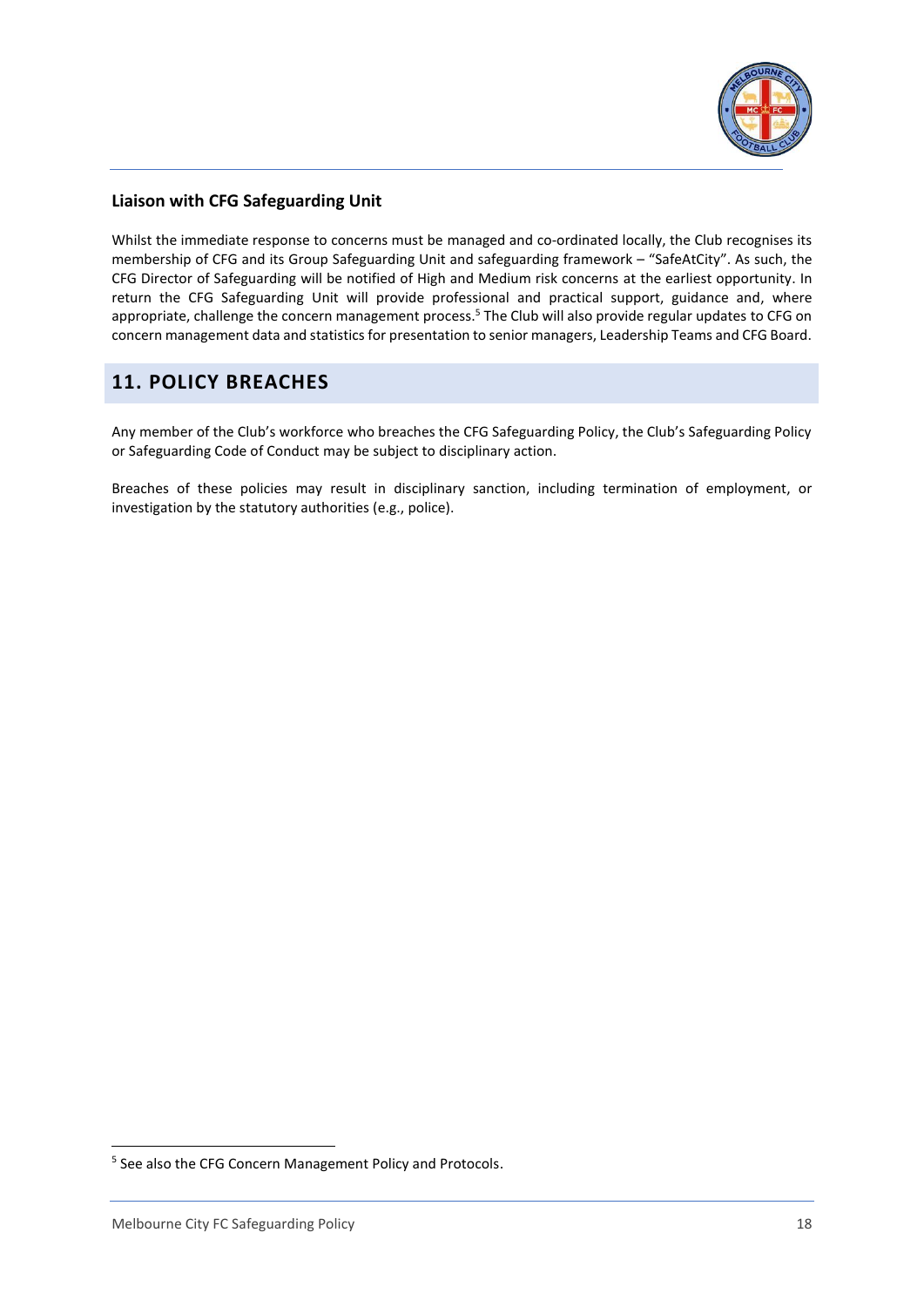### Liaison with CFG Safeguarding Unit

Whilst the immediate response to concerns must be managed and co-ordinated locally, the Club recognises its membership of CFG and its Group Safeguarding Unit and safeguarding framework – "SafeAtCity". As such, the CFG Director of Safeguarding will be notified of High and Medium risk concerns at the earliest opportunity. In return the CFG Safeguarding Unit will provide professional and practical support, guidance and, where appropriate, challenge the concern management process.[5] The Club will also provide regular updates to CFG on concern management data and statistics for presentation to senior managers, Leadership Teams and CFG Board.

## 11. POLICY BREACHES

Any member of the Club's workforce who breaches the CFG Safeguarding Policy, the Club's Safeguarding Policy or Safeguarding Code of Conduct may be subject to disciplinary action.

Breaches of these policies may result in disciplinary sanction, including termination of employment, or investigation by the statutory authorities (e.g., police).

[5] See also the CFG Concern Management Policy and Protocols.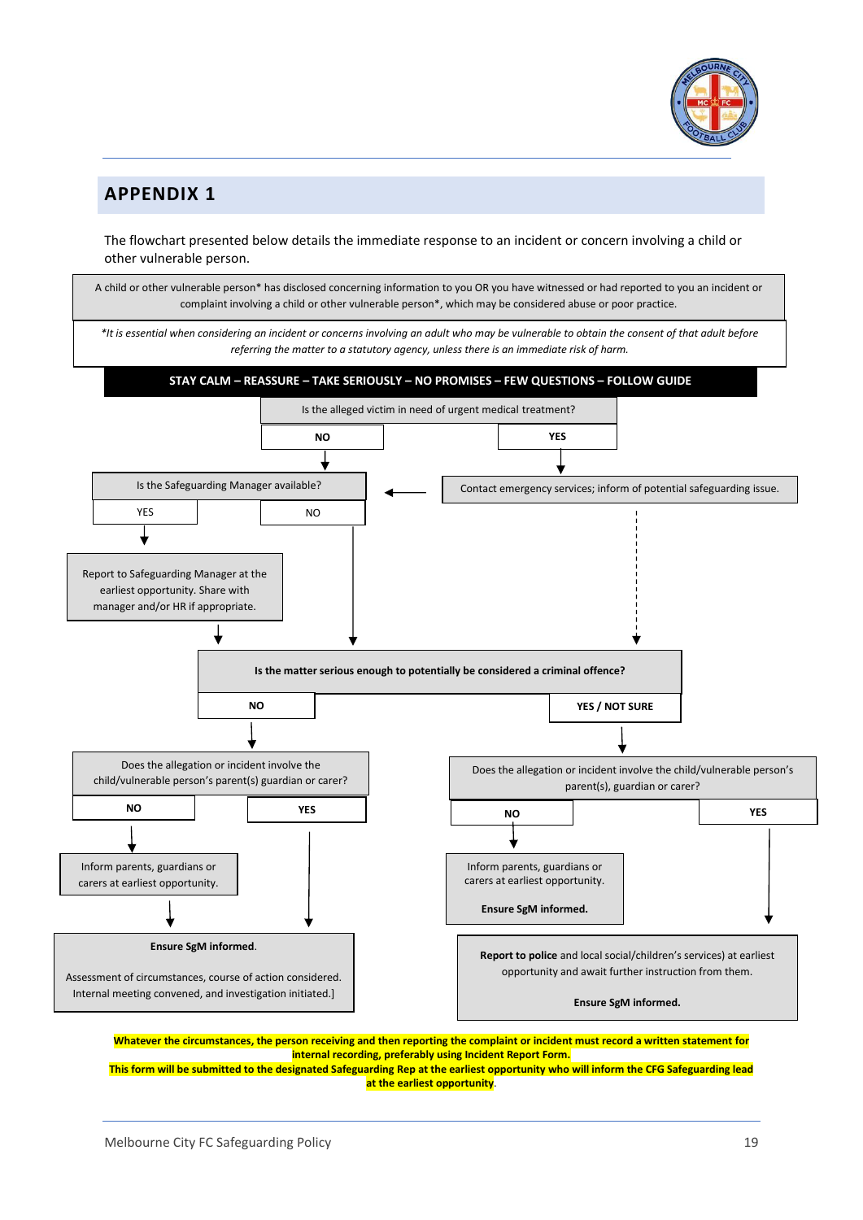## APPENDIX 1

The flowchart presented below details the immediate response to an incident or concern involving a child or other vulnerable person.

A child or other vulnerable person* has disclosed concerning information to you OR you have witnessed or had reported to you an incident or complaint involving a child or other vulnerable person*, which may be considered abuse or poor practice.

*\*It is essential when considering an incident or concerns involving an adult who may be vulnerable to obtain the consent of that adult before referring the matter to a statutory agency, unless there is an immediate risk of harm.*

**STAY CALM – REASSURE – TAKE SERIOUSLY – NO PROMISES – FEW QUESTIONS – FOLLOW GUIDE**

Is the alleged victim in need of urgent medical treatment?

- **NO** → Is the Safeguarding Manager available?
- **YES** → Contact emergency services; inform of potential safeguarding issue. → Is the Safeguarding Manager available?

Is the Safeguarding Manager available?

- YES → Report to Safeguarding Manager at the earliest opportunity. Share with manager and/or HR if appropriate. → Is the matter serious enough to potentially be considered a criminal offence?
- NO → Is the matter serious enough to potentially be considered a criminal offence?

**Is the matter serious enough to potentially be considered a criminal offence?**

- **NO** → Does the allegation or incident involve the child/vulnerable person's parent(s) guardian or carer?
  - **NO** → Inform parents, guardians or carers at earliest opportunity. → **Ensure SgM informed**. Assessment of circumstances, course of action considered. Internal meeting convened, and investigation initiated.]
  - **YES** → **Ensure SgM informed**. Assessment of circumstances, course of action considered. Internal meeting convened, and investigation initiated.]
- **YES / NOT SURE** → Does the allegation or incident involve the child/vulnerable person's parent(s), guardian or carer?
  - **NO** → Inform parents, guardians or carers at earliest opportunity. **Ensure SgM informed.**
  - **YES** → **Report to police** and local social/children's services) at earliest opportunity and await further instruction from them. **Ensure SgM informed.**

**Whatever the circumstances, the person receiving and then reporting the complaint or incident must record a written statement for internal recording, preferably using Incident Report Form.**
**This form will be submitted to the designated Safeguarding Rep at the earliest opportunity who will inform the CFG Safeguarding lead at the earliest opportunity.**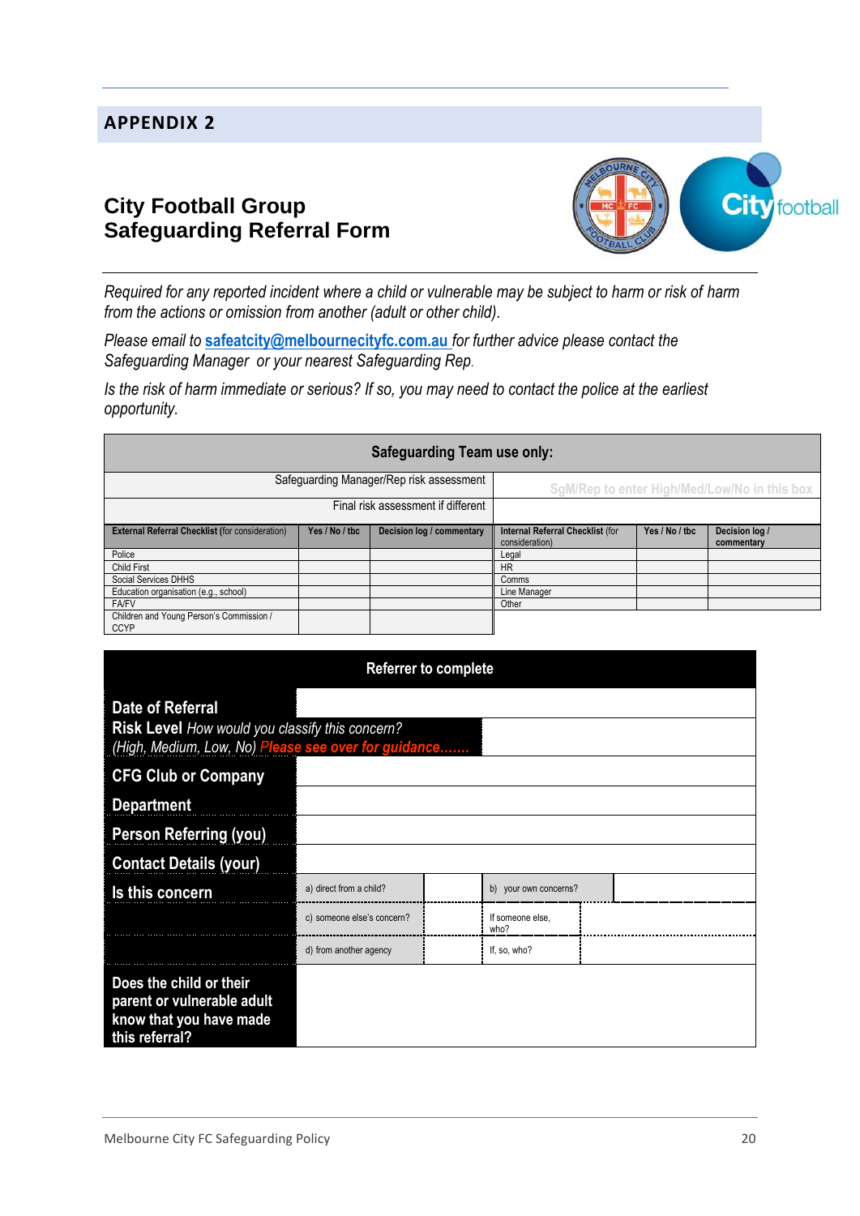## APPENDIX 2

# City Football Group Safeguarding Referral Form

*Required for any reported incident where a child or vulnerable may be subject to harm or risk of harm from the actions or omission from another (adult or other child).*

*Please email to* **safeatcity@melbournecityfc.com.au** *for further advice please contact the Safeguarding Manager or your nearest Safeguarding Rep.*

*Is the risk of harm immediate or serious? If so, you may need to contact the police at the earliest opportunity.*

| **Safeguarding Team use only:** | |
|---|---|
| Safeguarding Manager/Rep risk assessment | SgM/Rep to enter High/Med/Low/No in this box |
| Final risk assessment if different | |

| **External Referral Checklist** (for consideration) | **Yes / No / tbc** | **Decision log / commentary** | **Internal Referral Checklist** (for consideration) | **Yes / No / tbc** | **Decision log / commentary** |
|---|---|---|---|---|---|
| Police | | | Legal | | |
| Child First | | | HR | | |
| Social Services DHHS | | | Comms | | |
| Education organisation (e.g., school) | | | Line Manager | | |
| FA/FV | | | Other | | |
| Children and Young Person's Commission / CCYP | | | | | |

| **Referrer to complete** | | | | |
|---|---|---|---|---|
| **Date of Referral** | | | | |
| **Risk Level** *How would you classify this concern? (High, Medium, Low, No) Please see over for guidance…….* | | | | |
| **CFG Club or Company** | | | | |
| **Department** | | | | |
| **Person Referring (you)** | | | | |
| **Contact Details (your)** | | | | |
| **Is this concern** | a) direct from a child? | | b) your own concerns? | |
| | c) someone else's concern? | | If someone else, who? | |
| | d) from another agency | | If, so, who? | |
| **Does the child or their parent or vulnerable adult know that you have made this referral?** | | | | |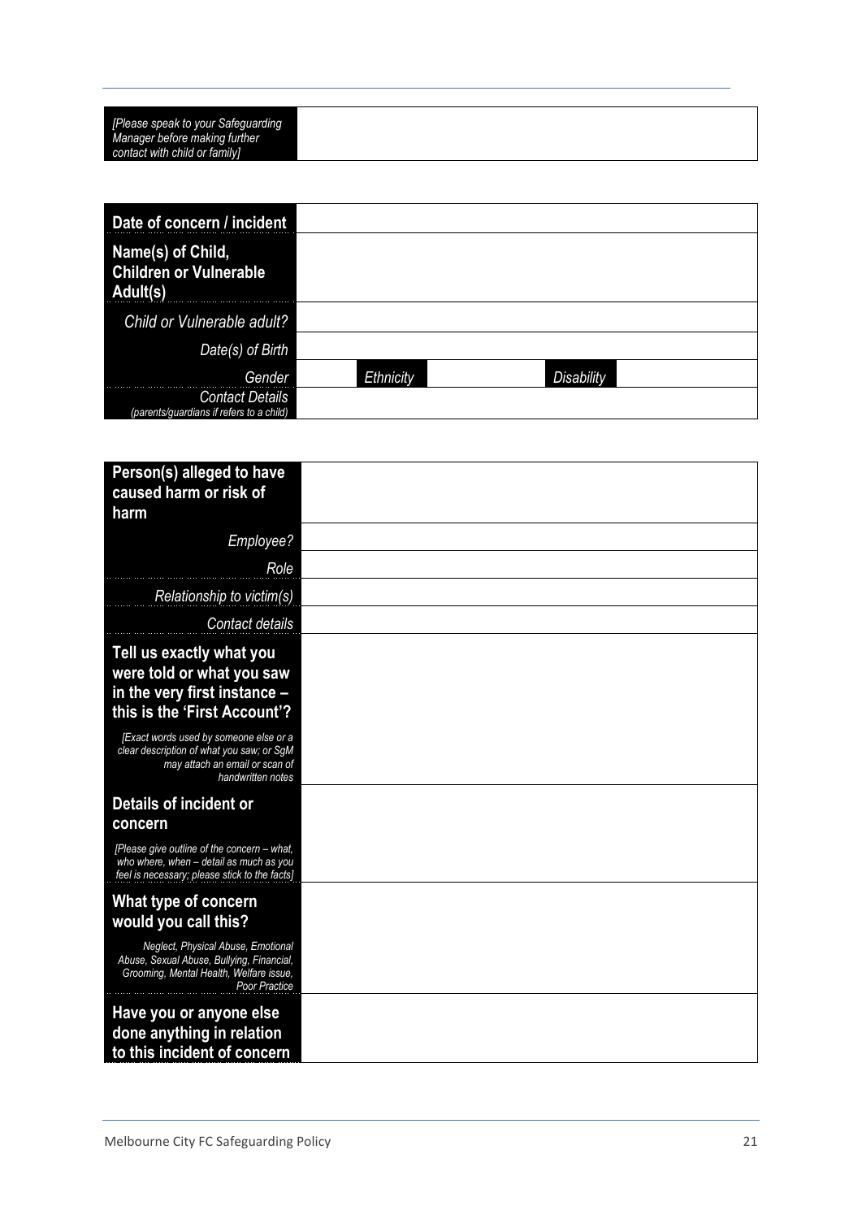| *[Please speak to your Safeguarding Manager before making further contact with child or family]* | |
|---|---|

| **Date of concern / incident** | | | | |
|---|---|---|---|---|
| **Name(s) of Child, Children or Vulnerable Adult(s)** | | | | |
| *Child or Vulnerable adult?* | | | | |
| *Date(s) of Birth* | | | | |
| *Gender* | | *Ethnicity* | | *Disability* |
| *Contact Details* *(parents/guardians if refers to a child)* | | | | |

| **Person(s) alleged to have caused harm or risk of harm** | |
|---|---|
| *Employee?* | |
| *Role* | |
| *Relationship to victim(s)* | |
| *Contact details* | |
| **Tell us exactly what you were told or what you saw in the very first instance – this is the 'First Account'?** *[Exact words used by someone else or a clear description of what you saw; or SgM may attach an email or scan of handwritten notes* | |
| **Details of incident or concern** *[Please give outline of the concern – what, who where, when – detail as much as you feel is necessary; please stick to the facts]* | |
| **What type of concern would you call this?** *Neglect, Physical Abuse, Emotional Abuse, Sexual Abuse, Bullying, Financial, Grooming, Mental Health, Welfare issue, Poor Practice* | |
| **Have you or anyone else done anything in relation to this incident of concern** | |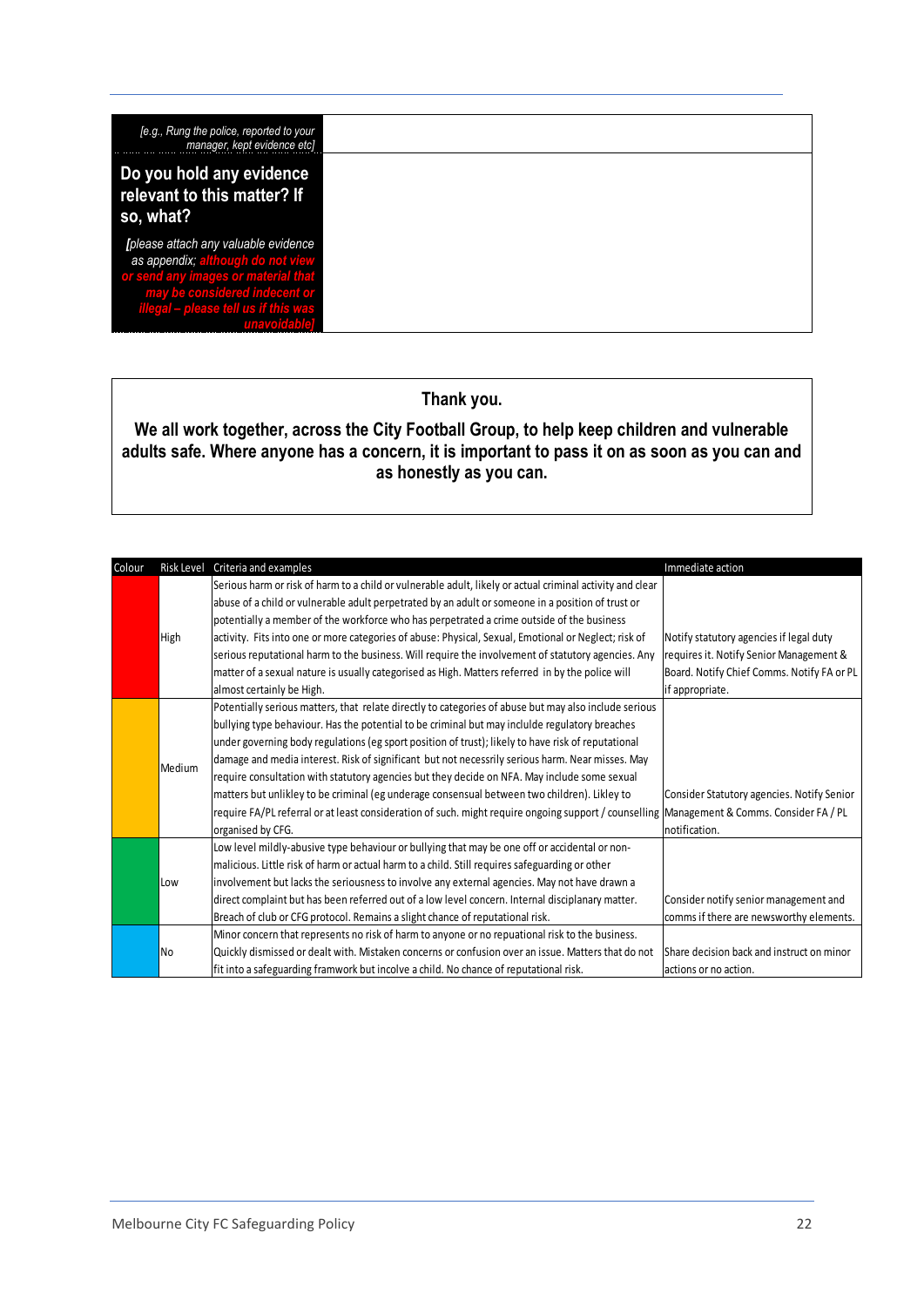| | |
|---|---|
| *[e.g., Rung the police, reported to your manager, kept evidence etc]* | |
| **Do you hold any evidence relevant to this matter? If so, what?** *[please attach any valuable evidence as appendix; although do not view or send any images or material that may be considered indecent or illegal – please tell us if this was unavoidable]* | |

**Thank you.**

**We all work together, across the City Football Group, to help keep children and vulnerable adults safe. Where anyone has a concern, it is important to pass it on as soon as you can and as honestly as you can.**

| Colour | Risk Level | Criteria and examples | Immediate action |
|---|---|---|---|
| Red | High | Serious harm or risk of harm to a child or vulnerable adult, likely or actual criminal activity and clear abuse of a child or vulnerable adult perpetrated by an adult or someone in a position of trust or potentially a member of the workforce who has perpetrated a crime outside of the business activity. Fits into one or more categories of abuse: Physical, Sexual, Emotional or Neglect; risk of serious reputational harm to the business. Will require the involvement of statutory agencies. Any matter of a sexual nature is usually categorised as High. Matters referred in by the police will almost certainly be High. | Notify statutory agencies if legal duty requires it. Notify Senior Management & Board. Notify Chief Comms. Notify FA or PL if appropriate. |
| Amber | Medium | Potentially serious matters, that relate directly to categories of abuse but may also include serious bullying type behaviour. Has the potential to be criminal but may include regulatory breaches under governing body regulations (eg sport position of trust); likely to have risk of reputational damage and media interest. Risk of significant but not necessrily serious harm. Near misses. May require consultation with statutory agencies but they decide on NFA. May include some sexual matters but unlikley to be criminal (eg underage consensual between two children). Likley to require FA/PL referral or at least consideration of such. might require ongoing support / counselling organised by CFG. | Consider Statutory agencies. Notify Senior Management & Comms. Consider FA / PL notification. |
| Green | Low | Low level mildly-abusive type behaviour or bullying that may be one off or accidental or non-malicious. Little risk of harm or actual harm to a child. Still requires safeguarding or other involvement but lacks the seriousness to involve any external agencies. May not have drawn a direct complaint but has been referred out of a low level concern. Internal disciplanary matter. Breach of club or CFG protocol. Remains a slight chance of reputational risk. | Consider notify senior management and comms if there are newsworthy elements. |
| Blue | No | Minor concern that represents no risk of harm to anyone or no repuational risk to the business. Quickly dismissed or dealt with. Mistaken concerns or confusion over an issue. Matters that do not fit into a safeguarding framwork but incolve a child. No chance of reputational risk. | Share decision back and instruct on minor actions or no action. |